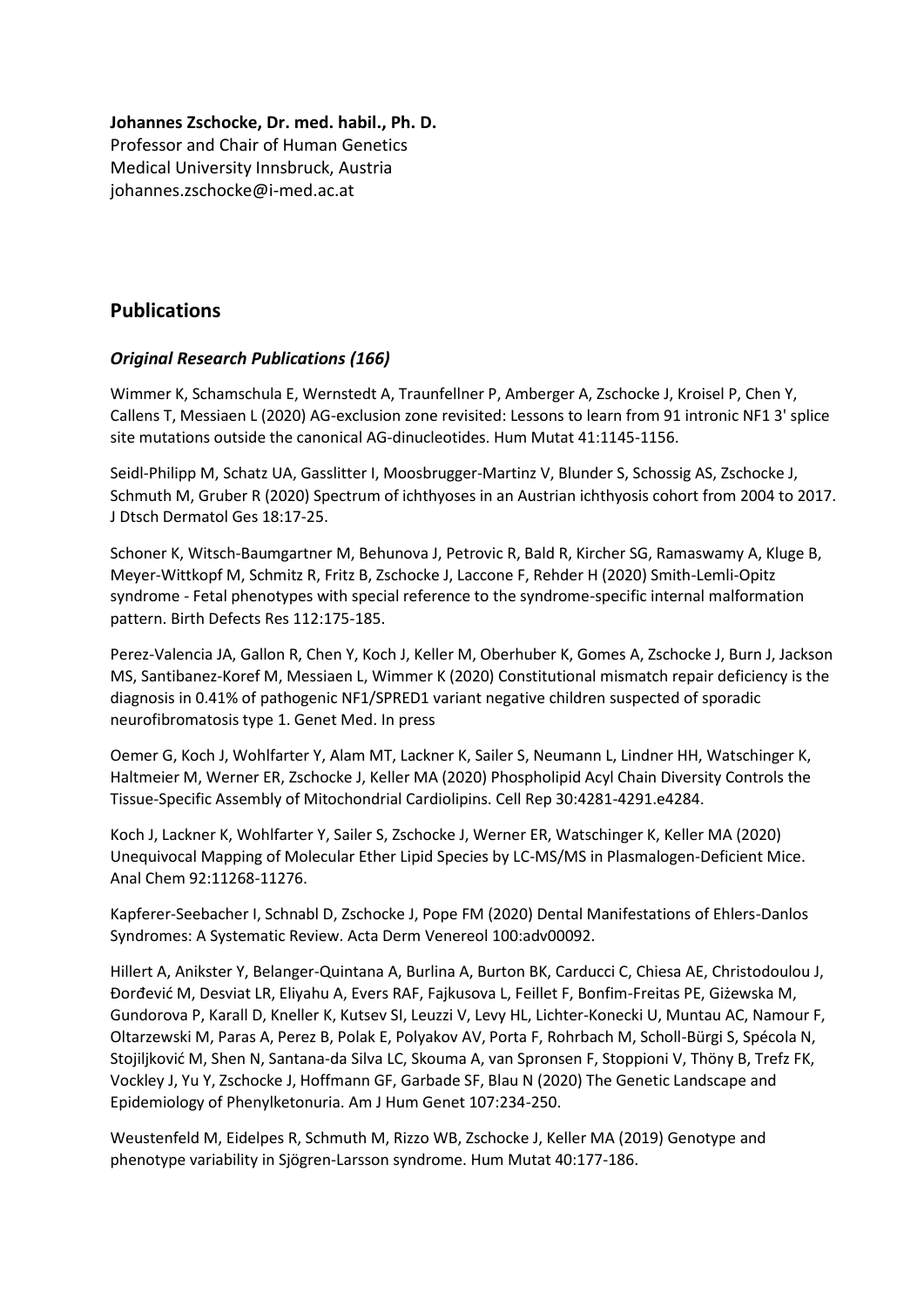**Johannes Zschocke, Dr. med. habil., Ph. D.**
Professor and Chair of Human Genetics
Medical University Innsbruck, Austria
johannes.zschocke@i-med.ac.at

## Publications

### *Original Research Publications (166)*

Wimmer K, Schamschula E, Wernstedt A, Traunfellner P, Amberger A, Zschocke J, Kroisel P, Chen Y, Callens T, Messiaen L (2020) AG-exclusion zone revisited: Lessons to learn from 91 intronic NF1 3' splice site mutations outside the canonical AG-dinucleotides. Hum Mutat 41:1145-1156.

Seidl-Philipp M, Schatz UA, Gasslitter I, Moosbrugger-Martinz V, Blunder S, Schossig AS, Zschocke J, Schmuth M, Gruber R (2020) Spectrum of ichthyoses in an Austrian ichthyosis cohort from 2004 to 2017. J Dtsch Dermatol Ges 18:17-25.

Schoner K, Witsch-Baumgartner M, Behunova J, Petrovic R, Bald R, Kircher SG, Ramaswamy A, Kluge B, Meyer-Wittkopf M, Schmitz R, Fritz B, Zschocke J, Laccone F, Rehder H (2020) Smith-Lemli-Opitz syndrome - Fetal phenotypes with special reference to the syndrome-specific internal malformation pattern. Birth Defects Res 112:175-185.

Perez-Valencia JA, Gallon R, Chen Y, Koch J, Keller M, Oberhuber K, Gomes A, Zschocke J, Burn J, Jackson MS, Santibanez-Koref M, Messiaen L, Wimmer K (2020) Constitutional mismatch repair deficiency is the diagnosis in 0.41% of pathogenic NF1/SPRED1 variant negative children suspected of sporadic neurofibromatosis type 1. Genet Med. In press

Oemer G, Koch J, Wohlfarter Y, Alam MT, Lackner K, Sailer S, Neumann L, Lindner HH, Watschinger K, Haltmeier M, Werner ER, Zschocke J, Keller MA (2020) Phospholipid Acyl Chain Diversity Controls the Tissue-Specific Assembly of Mitochondrial Cardiolipins. Cell Rep 30:4281-4291.e4284.

Koch J, Lackner K, Wohlfarter Y, Sailer S, Zschocke J, Werner ER, Watschinger K, Keller MA (2020) Unequivocal Mapping of Molecular Ether Lipid Species by LC-MS/MS in Plasmalogen-Deficient Mice. Anal Chem 92:11268-11276.

Kapferer-Seebacher I, Schnabl D, Zschocke J, Pope FM (2020) Dental Manifestations of Ehlers-Danlos Syndromes: A Systematic Review. Acta Derm Venereol 100:adv00092.

Hillert A, Anikster Y, Belanger-Quintana A, Burlina A, Burton BK, Carducci C, Chiesa AE, Christodoulou J, Đorđević M, Desviat LR, Eliyahu A, Evers RAF, Fajkusova L, Feillet F, Bonfim-Freitas PE, Giżewska M, Gundorova P, Karall D, Kneller K, Kutsev SI, Leuzzi V, Levy HL, Lichter-Konecki U, Muntau AC, Namour F, Oltarzewski M, Paras A, Perez B, Polak E, Polyakov AV, Porta F, Rohrbach M, Scholl-Bürgi S, Spécola N, Stojiljković M, Shen N, Santana-da Silva LC, Skouma A, van Spronsen F, Stoppioni V, Thöny B, Trefz FK, Vockley J, Yu Y, Zschocke J, Hoffmann GF, Garbade SF, Blau N (2020) The Genetic Landscape and Epidemiology of Phenylketonuria. Am J Hum Genet 107:234-250.

Weustenfeld M, Eidelpes R, Schmuth M, Rizzo WB, Zschocke J, Keller MA (2019) Genotype and phenotype variability in Sjögren-Larsson syndrome. Hum Mutat 40:177-186.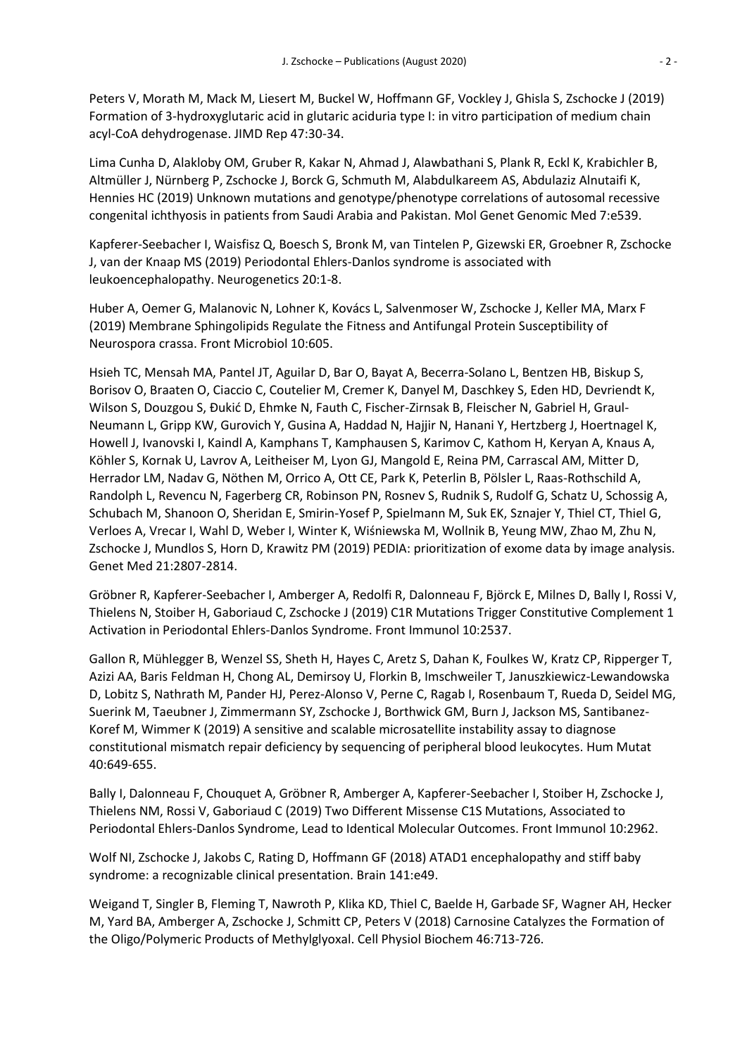Peters V, Morath M, Mack M, Liesert M, Buckel W, Hoffmann GF, Vockley J, Ghisla S, Zschocke J (2019) Formation of 3-hydroxyglutaric acid in glutaric aciduria type I: in vitro participation of medium chain acyl-CoA dehydrogenase. JIMD Rep 47:30-34.

Lima Cunha D, Alakloby OM, Gruber R, Kakar N, Ahmad J, Alawbathani S, Plank R, Eckl K, Krabichler B, Altmüller J, Nürnberg P, Zschocke J, Borck G, Schmuth M, Alabdulkareem AS, Abdulaziz Alnutaifi K, Hennies HC (2019) Unknown mutations and genotype/phenotype correlations of autosomal recessive congenital ichthyosis in patients from Saudi Arabia and Pakistan. Mol Genet Genomic Med 7:e539.

Kapferer-Seebacher I, Waisfisz Q, Boesch S, Bronk M, van Tintelen P, Gizewski ER, Groebner R, Zschocke J, van der Knaap MS (2019) Periodontal Ehlers-Danlos syndrome is associated with leukoencephalopathy. Neurogenetics 20:1-8.

Huber A, Oemer G, Malanovic N, Lohner K, Kovács L, Salvenmoser W, Zschocke J, Keller MA, Marx F (2019) Membrane Sphingolipids Regulate the Fitness and Antifungal Protein Susceptibility of Neurospora crassa. Front Microbiol 10:605.

Hsieh TC, Mensah MA, Pantel JT, Aguilar D, Bar O, Bayat A, Becerra-Solano L, Bentzen HB, Biskup S, Borisov O, Braaten O, Ciaccio C, Coutelier M, Cremer K, Danyel M, Daschkey S, Eden HD, Devriendt K, Wilson S, Douzgou S, Đukić D, Ehmke N, Fauth C, Fischer-Zirnsak B, Fleischer N, Gabriel H, Graul-Neumann L, Gripp KW, Gurovich Y, Gusina A, Haddad N, Hajjir N, Hanani Y, Hertzberg J, Hoertnagel K, Howell J, Ivanovski I, Kaindl A, Kamphans T, Kamphausen S, Karimov C, Kathom H, Keryan A, Knaus A, Köhler S, Kornak U, Lavrov A, Leitheiser M, Lyon GJ, Mangold E, Reina PM, Carrascal AM, Mitter D, Herrador LM, Nadav G, Nöthen M, Orrico A, Ott CE, Park K, Peterlin B, Pölsler L, Raas-Rothschild A, Randolph L, Revencu N, Fagerberg CR, Robinson PN, Rosnev S, Rudnik S, Rudolf G, Schatz U, Schossig A, Schubach M, Shanoon O, Sheridan E, Smirin-Yosef P, Spielmann M, Suk EK, Sznajer Y, Thiel CT, Thiel G, Verloes A, Vrecar I, Wahl D, Weber I, Winter K, Wiśniewska M, Wollnik B, Yeung MW, Zhao M, Zhu N, Zschocke J, Mundlos S, Horn D, Krawitz PM (2019) PEDIA: prioritization of exome data by image analysis. Genet Med 21:2807-2814.

Gröbner R, Kapferer-Seebacher I, Amberger A, Redolfi R, Dalonneau F, Björck E, Milnes D, Bally I, Rossi V, Thielens N, Stoiber H, Gaboriaud C, Zschocke J (2019) C1R Mutations Trigger Constitutive Complement 1 Activation in Periodontal Ehlers-Danlos Syndrome. Front Immunol 10:2537.

Gallon R, Mühlegger B, Wenzel SS, Sheth H, Hayes C, Aretz S, Dahan K, Foulkes W, Kratz CP, Ripperger T, Azizi AA, Baris Feldman H, Chong AL, Demirsoy U, Florkin B, Imschweiler T, Januszkiewicz-Lewandowska D, Lobitz S, Nathrath M, Pander HJ, Perez-Alonso V, Perne C, Ragab I, Rosenbaum T, Rueda D, Seidel MG, Suerink M, Taeubner J, Zimmermann SY, Zschocke J, Borthwick GM, Burn J, Jackson MS, Santibanez-Koref M, Wimmer K (2019) A sensitive and scalable microsatellite instability assay to diagnose constitutional mismatch repair deficiency by sequencing of peripheral blood leukocytes. Hum Mutat 40:649-655.

Bally I, Dalonneau F, Chouquet A, Gröbner R, Amberger A, Kapferer-Seebacher I, Stoiber H, Zschocke J, Thielens NM, Rossi V, Gaboriaud C (2019) Two Different Missense C1S Mutations, Associated to Periodontal Ehlers-Danlos Syndrome, Lead to Identical Molecular Outcomes. Front Immunol 10:2962.

Wolf NI, Zschocke J, Jakobs C, Rating D, Hoffmann GF (2018) ATAD1 encephalopathy and stiff baby syndrome: a recognizable clinical presentation. Brain 141:e49.

Weigand T, Singler B, Fleming T, Nawroth P, Klika KD, Thiel C, Baelde H, Garbade SF, Wagner AH, Hecker M, Yard BA, Amberger A, Zschocke J, Schmitt CP, Peters V (2018) Carnosine Catalyzes the Formation of the Oligo/Polymeric Products of Methylglyoxal. Cell Physiol Biochem 46:713-726.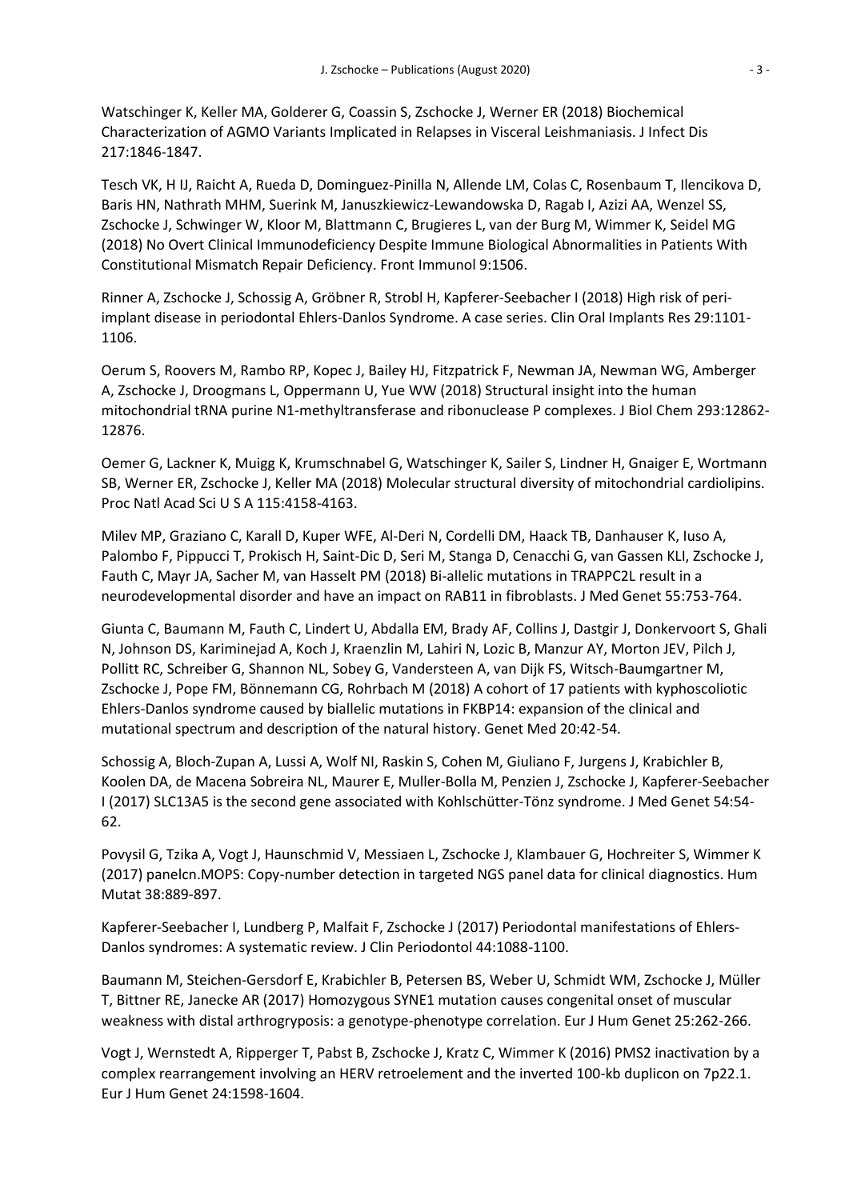Watschinger K, Keller MA, Golderer G, Coassin S, Zschocke J, Werner ER (2018) Biochemical Characterization of AGMO Variants Implicated in Relapses in Visceral Leishmaniasis. J Infect Dis 217:1846-1847.

Tesch VK, H IJ, Raicht A, Rueda D, Dominguez-Pinilla N, Allende LM, Colas C, Rosenbaum T, Ilencikova D, Baris HN, Nathrath MHM, Suerink M, Januszkiewicz-Lewandowska D, Ragab I, Azizi AA, Wenzel SS, Zschocke J, Schwinger W, Kloor M, Blattmann C, Brugieres L, van der Burg M, Wimmer K, Seidel MG (2018) No Overt Clinical Immunodeficiency Despite Immune Biological Abnormalities in Patients With Constitutional Mismatch Repair Deficiency. Front Immunol 9:1506.

Rinner A, Zschocke J, Schossig A, Gröbner R, Strobl H, Kapferer-Seebacher I (2018) High risk of peri-implant disease in periodontal Ehlers-Danlos Syndrome. A case series. Clin Oral Implants Res 29:1101-1106.

Oerum S, Roovers M, Rambo RP, Kopec J, Bailey HJ, Fitzpatrick F, Newman JA, Newman WG, Amberger A, Zschocke J, Droogmans L, Oppermann U, Yue WW (2018) Structural insight into the human mitochondrial tRNA purine N1-methyltransferase and ribonuclease P complexes. J Biol Chem 293:12862-12876.

Oemer G, Lackner K, Muigg K, Krumschnabel G, Watschinger K, Sailer S, Lindner H, Gnaiger E, Wortmann SB, Werner ER, Zschocke J, Keller MA (2018) Molecular structural diversity of mitochondrial cardiolipins. Proc Natl Acad Sci U S A 115:4158-4163.

Milev MP, Graziano C, Karall D, Kuper WFE, Al-Deri N, Cordelli DM, Haack TB, Danhauser K, Iuso A, Palombo F, Pippucci T, Prokisch H, Saint-Dic D, Seri M, Stanga D, Cenacchi G, van Gassen KLI, Zschocke J, Fauth C, Mayr JA, Sacher M, van Hasselt PM (2018) Bi-allelic mutations in TRAPPC2L result in a neurodevelopmental disorder and have an impact on RAB11 in fibroblasts. J Med Genet 55:753-764.

Giunta C, Baumann M, Fauth C, Lindert U, Abdalla EM, Brady AF, Collins J, Dastgir J, Donkervoort S, Ghali N, Johnson DS, Kariminejad A, Koch J, Kraenzlin M, Lahiri N, Lozic B, Manzur AY, Morton JEV, Pilch J, Pollitt RC, Schreiber G, Shannon NL, Sobey G, Vandersteen A, van Dijk FS, Witsch-Baumgartner M, Zschocke J, Pope FM, Bönnemann CG, Rohrbach M (2018) A cohort of 17 patients with kyphoscoliotic Ehlers-Danlos syndrome caused by biallelic mutations in FKBP14: expansion of the clinical and mutational spectrum and description of the natural history. Genet Med 20:42-54.

Schossig A, Bloch-Zupan A, Lussi A, Wolf NI, Raskin S, Cohen M, Giuliano F, Jurgens J, Krabichler B, Koolen DA, de Macena Sobreira NL, Maurer E, Muller-Bolla M, Penzien J, Zschocke J, Kapferer-Seebacher I (2017) SLC13A5 is the second gene associated with Kohlschütter-Tönz syndrome. J Med Genet 54:54-62.

Povysil G, Tzika A, Vogt J, Haunschmid V, Messiaen L, Zschocke J, Klambauer G, Hochreiter S, Wimmer K (2017) panelcn.MOPS: Copy-number detection in targeted NGS panel data for clinical diagnostics. Hum Mutat 38:889-897.

Kapferer-Seebacher I, Lundberg P, Malfait F, Zschocke J (2017) Periodontal manifestations of Ehlers-Danlos syndromes: A systematic review. J Clin Periodontol 44:1088-1100.

Baumann M, Steichen-Gersdorf E, Krabichler B, Petersen BS, Weber U, Schmidt WM, Zschocke J, Müller T, Bittner RE, Janecke AR (2017) Homozygous SYNE1 mutation causes congenital onset of muscular weakness with distal arthrogryposis: a genotype-phenotype correlation. Eur J Hum Genet 25:262-266.

Vogt J, Wernstedt A, Ripperger T, Pabst B, Zschocke J, Kratz C, Wimmer K (2016) PMS2 inactivation by a complex rearrangement involving an HERV retroelement and the inverted 100-kb duplicon on 7p22.1. Eur J Hum Genet 24:1598-1604.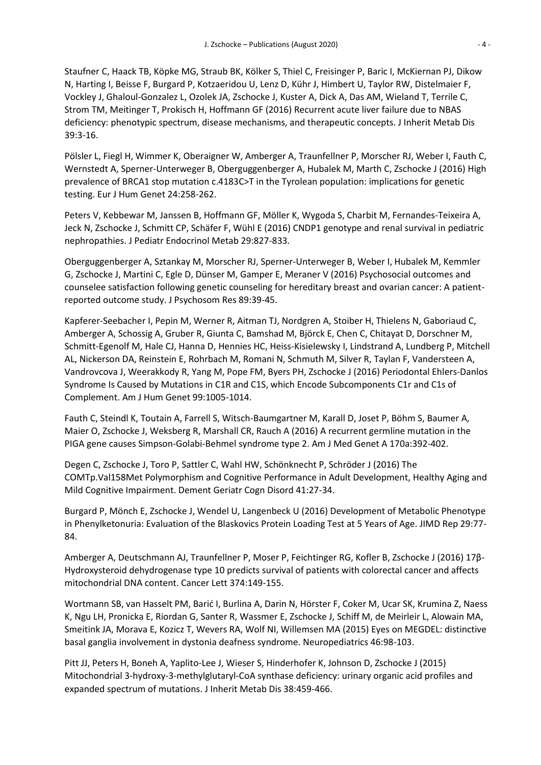Staufner C, Haack TB, Köpke MG, Straub BK, Kölker S, Thiel C, Freisinger P, Baric I, McKiernan PJ, Dikow N, Harting I, Beisse F, Burgard P, Kotzaeridou U, Lenz D, Kühr J, Himbert U, Taylor RW, Distelmaier F, Vockley J, Ghaloul-Gonzalez L, Ozolek JA, Zschocke J, Kuster A, Dick A, Das AM, Wieland T, Terrile C, Strom TM, Meitinger T, Prokisch H, Hoffmann GF (2016) Recurrent acute liver failure due to NBAS deficiency: phenotypic spectrum, disease mechanisms, and therapeutic concepts. J Inherit Metab Dis 39:3-16.

Pölsler L, Fiegl H, Wimmer K, Oberaigner W, Amberger A, Traunfellner P, Morscher RJ, Weber I, Fauth C, Wernstedt A, Sperner-Unterweger B, Oberguggenberger A, Hubalek M, Marth C, Zschocke J (2016) High prevalence of BRCA1 stop mutation c.4183C>T in the Tyrolean population: implications for genetic testing. Eur J Hum Genet 24:258-262.

Peters V, Kebbewar M, Janssen B, Hoffmann GF, Möller K, Wygoda S, Charbit M, Fernandes-Teixeira A, Jeck N, Zschocke J, Schmitt CP, Schäfer F, Wühl E (2016) CNDP1 genotype and renal survival in pediatric nephropathies. J Pediatr Endocrinol Metab 29:827-833.

Oberguggenberger A, Sztankay M, Morscher RJ, Sperner-Unterweger B, Weber I, Hubalek M, Kemmler G, Zschocke J, Martini C, Egle D, Dünser M, Gamper E, Meraner V (2016) Psychosocial outcomes and counselee satisfaction following genetic counseling for hereditary breast and ovarian cancer: A patient-reported outcome study. J Psychosom Res 89:39-45.

Kapferer-Seebacher I, Pepin M, Werner R, Aitman TJ, Nordgren A, Stoiber H, Thielens N, Gaboriaud C, Amberger A, Schossig A, Gruber R, Giunta C, Bamshad M, Björck E, Chen C, Chitayat D, Dorschner M, Schmitt-Egenolf M, Hale CJ, Hanna D, Hennies HC, Heiss-Kisielewsky I, Lindstrand A, Lundberg P, Mitchell AL, Nickerson DA, Reinstein E, Rohrbach M, Romani N, Schmuth M, Silver R, Taylan F, Vandersteen A, Vandrovcova J, Weerakkody R, Yang M, Pope FM, Byers PH, Zschocke J (2016) Periodontal Ehlers-Danlos Syndrome Is Caused by Mutations in C1R and C1S, which Encode Subcomponents C1r and C1s of Complement. Am J Hum Genet 99:1005-1014.

Fauth C, Steindl K, Toutain A, Farrell S, Witsch-Baumgartner M, Karall D, Joset P, Böhm S, Baumer A, Maier O, Zschocke J, Weksberg R, Marshall CR, Rauch A (2016) A recurrent germline mutation in the PIGA gene causes Simpson-Golabi-Behmel syndrome type 2. Am J Med Genet A 170a:392-402.

Degen C, Zschocke J, Toro P, Sattler C, Wahl HW, Schönknecht P, Schröder J (2016) The COMTp.Val158Met Polymorphism and Cognitive Performance in Adult Development, Healthy Aging and Mild Cognitive Impairment. Dement Geriatr Cogn Disord 41:27-34.

Burgard P, Mönch E, Zschocke J, Wendel U, Langenbeck U (2016) Development of Metabolic Phenotype in Phenylketonuria: Evaluation of the Blaskovics Protein Loading Test at 5 Years of Age. JIMD Rep 29:77-84.

Amberger A, Deutschmann AJ, Traunfellner P, Moser P, Feichtinger RG, Kofler B, Zschocke J (2016) 17β-Hydroxysteroid dehydrogenase type 10 predicts survival of patients with colorectal cancer and affects mitochondrial DNA content. Cancer Lett 374:149-155.

Wortmann SB, van Hasselt PM, Barić I, Burlina A, Darin N, Hörster F, Coker M, Ucar SK, Krumina Z, Naess K, Ngu LH, Pronicka E, Riordan G, Santer R, Wassmer E, Zschocke J, Schiff M, de Meirleir L, Alowain MA, Smeitink JA, Morava E, Kozicz T, Wevers RA, Wolf NI, Willemsen MA (2015) Eyes on MEGDEL: distinctive basal ganglia involvement in dystonia deafness syndrome. Neuropediatrics 46:98-103.

Pitt JJ, Peters H, Boneh A, Yaplito-Lee J, Wieser S, Hinderhofer K, Johnson D, Zschocke J (2015) Mitochondrial 3-hydroxy-3-methylglutaryl-CoA synthase deficiency: urinary organic acid profiles and expanded spectrum of mutations. J Inherit Metab Dis 38:459-466.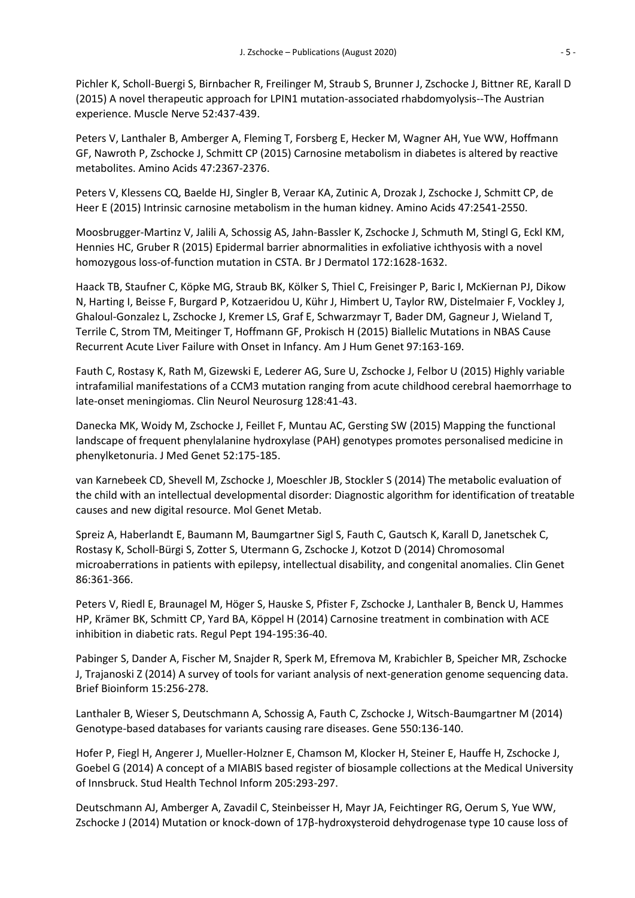Pichler K, Scholl-Buergi S, Birnbacher R, Freilinger M, Straub S, Brunner J, Zschocke J, Bittner RE, Karall D (2015) A novel therapeutic approach for LPIN1 mutation-associated rhabdomyolysis--The Austrian experience. Muscle Nerve 52:437-439.

Peters V, Lanthaler B, Amberger A, Fleming T, Forsberg E, Hecker M, Wagner AH, Yue WW, Hoffmann GF, Nawroth P, Zschocke J, Schmitt CP (2015) Carnosine metabolism in diabetes is altered by reactive metabolites. Amino Acids 47:2367-2376.

Peters V, Klessens CQ, Baelde HJ, Singler B, Veraar KA, Zutinic A, Drozak J, Zschocke J, Schmitt CP, de Heer E (2015) Intrinsic carnosine metabolism in the human kidney. Amino Acids 47:2541-2550.

Moosbrugger-Martinz V, Jalili A, Schossig AS, Jahn-Bassler K, Zschocke J, Schmuth M, Stingl G, Eckl KM, Hennies HC, Gruber R (2015) Epidermal barrier abnormalities in exfoliative ichthyosis with a novel homozygous loss-of-function mutation in CSTA. Br J Dermatol 172:1628-1632.

Haack TB, Staufner C, Köpke MG, Straub BK, Kölker S, Thiel C, Freisinger P, Baric I, McKiernan PJ, Dikow N, Harting I, Beisse F, Burgard P, Kotzaeridou U, Kühr J, Himbert U, Taylor RW, Distelmaier F, Vockley J, Ghaloul-Gonzalez L, Zschocke J, Kremer LS, Graf E, Schwarzmayr T, Bader DM, Gagneur J, Wieland T, Terrile C, Strom TM, Meitinger T, Hoffmann GF, Prokisch H (2015) Biallelic Mutations in NBAS Cause Recurrent Acute Liver Failure with Onset in Infancy. Am J Hum Genet 97:163-169.

Fauth C, Rostasy K, Rath M, Gizewski E, Lederer AG, Sure U, Zschocke J, Felbor U (2015) Highly variable intrafamilial manifestations of a CCM3 mutation ranging from acute childhood cerebral haemorrhage to late-onset meningiomas. Clin Neurol Neurosurg 128:41-43.

Danecka MK, Woidy M, Zschocke J, Feillet F, Muntau AC, Gersting SW (2015) Mapping the functional landscape of frequent phenylalanine hydroxylase (PAH) genotypes promotes personalised medicine in phenylketonuria. J Med Genet 52:175-185.

van Karnebeek CD, Shevell M, Zschocke J, Moeschler JB, Stockler S (2014) The metabolic evaluation of the child with an intellectual developmental disorder: Diagnostic algorithm for identification of treatable causes and new digital resource. Mol Genet Metab.

Spreiz A, Haberlandt E, Baumann M, Baumgartner Sigl S, Fauth C, Gautsch K, Karall D, Janetschek C, Rostasy K, Scholl-Bürgi S, Zotter S, Utermann G, Zschocke J, Kotzot D (2014) Chromosomal microaberrations in patients with epilepsy, intellectual disability, and congenital anomalies. Clin Genet 86:361-366.

Peters V, Riedl E, Braunagel M, Höger S, Hauske S, Pfister F, Zschocke J, Lanthaler B, Benck U, Hammes HP, Krämer BK, Schmitt CP, Yard BA, Köppel H (2014) Carnosine treatment in combination with ACE inhibition in diabetic rats. Regul Pept 194-195:36-40.

Pabinger S, Dander A, Fischer M, Snajder R, Sperk M, Efremova M, Krabichler B, Speicher MR, Zschocke J, Trajanoski Z (2014) A survey of tools for variant analysis of next-generation genome sequencing data. Brief Bioinform 15:256-278.

Lanthaler B, Wieser S, Deutschmann A, Schossig A, Fauth C, Zschocke J, Witsch-Baumgartner M (2014) Genotype-based databases for variants causing rare diseases. Gene 550:136-140.

Hofer P, Fiegl H, Angerer J, Mueller-Holzner E, Chamson M, Klocker H, Steiner E, Hauffe H, Zschocke J, Goebel G (2014) A concept of a MIABIS based register of biosample collections at the Medical University of Innsbruck. Stud Health Technol Inform 205:293-297.

Deutschmann AJ, Amberger A, Zavadil C, Steinbeisser H, Mayr JA, Feichtinger RG, Oerum S, Yue WW, Zschocke J (2014) Mutation or knock-down of 17β-hydroxysteroid dehydrogenase type 10 cause loss of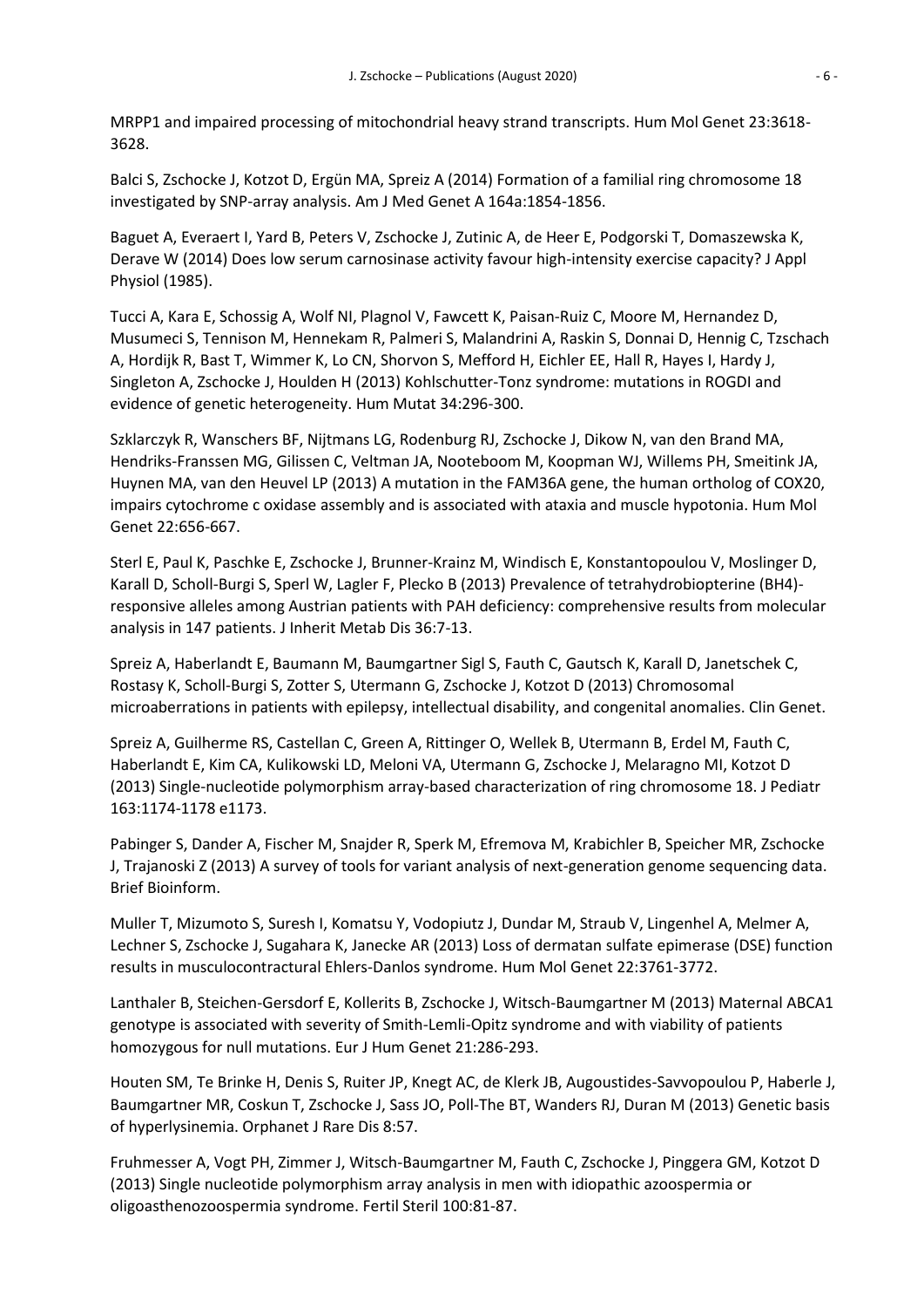MRPP1 and impaired processing of mitochondrial heavy strand transcripts. Hum Mol Genet 23:3618-3628.

Balci S, Zschocke J, Kotzot D, Ergün MA, Spreiz A (2014) Formation of a familial ring chromosome 18 investigated by SNP-array analysis. Am J Med Genet A 164a:1854-1856.

Baguet A, Everaert I, Yard B, Peters V, Zschocke J, Zutinic A, de Heer E, Podgorski T, Domaszewska K, Derave W (2014) Does low serum carnosinase activity favour high-intensity exercise capacity? J Appl Physiol (1985).

Tucci A, Kara E, Schossig A, Wolf NI, Plagnol V, Fawcett K, Paisan-Ruiz C, Moore M, Hernandez D, Musumeci S, Tennison M, Hennekam R, Palmeri S, Malandrini A, Raskin S, Donnai D, Hennig C, Tzschach A, Hordijk R, Bast T, Wimmer K, Lo CN, Shorvon S, Mefford H, Eichler EE, Hall R, Hayes I, Hardy J, Singleton A, Zschocke J, Houlden H (2013) Kohlschutter-Tonz syndrome: mutations in ROGDI and evidence of genetic heterogeneity. Hum Mutat 34:296-300.

Szklarczyk R, Wanschers BF, Nijtmans LG, Rodenburg RJ, Zschocke J, Dikow N, van den Brand MA, Hendriks-Franssen MG, Gilissen C, Veltman JA, Nooteboom M, Koopman WJ, Willems PH, Smeitink JA, Huynen MA, van den Heuvel LP (2013) A mutation in the FAM36A gene, the human ortholog of COX20, impairs cytochrome c oxidase assembly and is associated with ataxia and muscle hypotonia. Hum Mol Genet 22:656-667.

Sterl E, Paul K, Paschke E, Zschocke J, Brunner-Krainz M, Windisch E, Konstantopoulou V, Moslinger D, Karall D, Scholl-Burgi S, Sperl W, Lagler F, Plecko B (2013) Prevalence of tetrahydrobiopterine (BH4)-responsive alleles among Austrian patients with PAH deficiency: comprehensive results from molecular analysis in 147 patients. J Inherit Metab Dis 36:7-13.

Spreiz A, Haberlandt E, Baumann M, Baumgartner Sigl S, Fauth C, Gautsch K, Karall D, Janetschek C, Rostasy K, Scholl-Burgi S, Zotter S, Utermann G, Zschocke J, Kotzot D (2013) Chromosomal microaberrations in patients with epilepsy, intellectual disability, and congenital anomalies. Clin Genet.

Spreiz A, Guilherme RS, Castellan C, Green A, Rittinger O, Wellek B, Utermann B, Erdel M, Fauth C, Haberlandt E, Kim CA, Kulikowski LD, Meloni VA, Utermann G, Zschocke J, Melaragno MI, Kotzot D (2013) Single-nucleotide polymorphism array-based characterization of ring chromosome 18. J Pediatr 163:1174-1178 e1173.

Pabinger S, Dander A, Fischer M, Snajder R, Sperk M, Efremova M, Krabichler B, Speicher MR, Zschocke J, Trajanoski Z (2013) A survey of tools for variant analysis of next-generation genome sequencing data. Brief Bioinform.

Muller T, Mizumoto S, Suresh I, Komatsu Y, Vodopiutz J, Dundar M, Straub V, Lingenhel A, Melmer A, Lechner S, Zschocke J, Sugahara K, Janecke AR (2013) Loss of dermatan sulfate epimerase (DSE) function results in musculocontractural Ehlers-Danlos syndrome. Hum Mol Genet 22:3761-3772.

Lanthaler B, Steichen-Gersdorf E, Kollerits B, Zschocke J, Witsch-Baumgartner M (2013) Maternal ABCA1 genotype is associated with severity of Smith-Lemli-Opitz syndrome and with viability of patients homozygous for null mutations. Eur J Hum Genet 21:286-293.

Houten SM, Te Brinke H, Denis S, Ruiter JP, Knegt AC, de Klerk JB, Augoustides-Savvopoulou P, Haberle J, Baumgartner MR, Coskun T, Zschocke J, Sass JO, Poll-The BT, Wanders RJ, Duran M (2013) Genetic basis of hyperlysinemia. Orphanet J Rare Dis 8:57.

Fruhmesser A, Vogt PH, Zimmer J, Witsch-Baumgartner M, Fauth C, Zschocke J, Pinggera GM, Kotzot D (2013) Single nucleotide polymorphism array analysis in men with idiopathic azoospermia or oligoasthenozoospermia syndrome. Fertil Steril 100:81-87.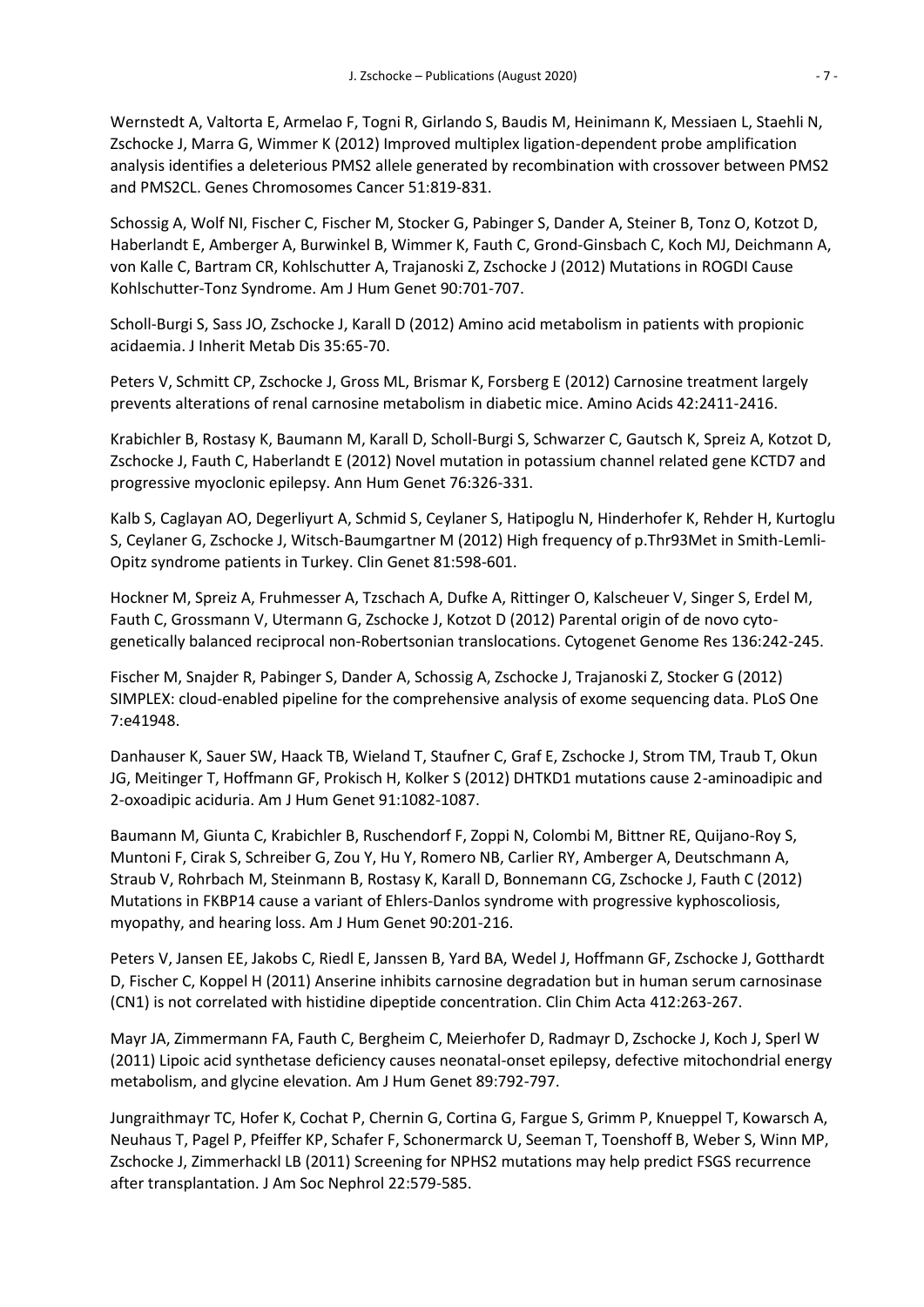Wernstedt A, Valtorta E, Armelao F, Togni R, Girlando S, Baudis M, Heinimann K, Messiaen L, Staehli N, Zschocke J, Marra G, Wimmer K (2012) Improved multiplex ligation-dependent probe amplification analysis identifies a deleterious PMS2 allele generated by recombination with crossover between PMS2 and PMS2CL. Genes Chromosomes Cancer 51:819-831.

Schossig A, Wolf NI, Fischer C, Fischer M, Stocker G, Pabinger S, Dander A, Steiner B, Tonz O, Kotzot D, Haberlandt E, Amberger A, Burwinkel B, Wimmer K, Fauth C, Grond-Ginsbach C, Koch MJ, Deichmann A, von Kalle C, Bartram CR, Kohlschutter A, Trajanoski Z, Zschocke J (2012) Mutations in ROGDI Cause Kohlschutter-Tonz Syndrome. Am J Hum Genet 90:701-707.

Scholl-Burgi S, Sass JO, Zschocke J, Karall D (2012) Amino acid metabolism in patients with propionic acidaemia. J Inherit Metab Dis 35:65-70.

Peters V, Schmitt CP, Zschocke J, Gross ML, Brismar K, Forsberg E (2012) Carnosine treatment largely prevents alterations of renal carnosine metabolism in diabetic mice. Amino Acids 42:2411-2416.

Krabichler B, Rostasy K, Baumann M, Karall D, Scholl-Burgi S, Schwarzer C, Gautsch K, Spreiz A, Kotzot D, Zschocke J, Fauth C, Haberlandt E (2012) Novel mutation in potassium channel related gene KCTD7 and progressive myoclonic epilepsy. Ann Hum Genet 76:326-331.

Kalb S, Caglayan AO, Degerliyurt A, Schmid S, Ceylaner S, Hatipoglu N, Hinderhofer K, Rehder H, Kurtoglu S, Ceylaner G, Zschocke J, Witsch-Baumgartner M (2012) High frequency of p.Thr93Met in Smith-Lemli-Opitz syndrome patients in Turkey. Clin Genet 81:598-601.

Hockner M, Spreiz A, Fruhmesser A, Tzschach A, Dufke A, Rittinger O, Kalscheuer V, Singer S, Erdel M, Fauth C, Grossmann V, Utermann G, Zschocke J, Kotzot D (2012) Parental origin of de novo cyto-genetically balanced reciprocal non-Robertsonian translocations. Cytogenet Genome Res 136:242-245.

Fischer M, Snajder R, Pabinger S, Dander A, Schossig A, Zschocke J, Trajanoski Z, Stocker G (2012) SIMPLEX: cloud-enabled pipeline for the comprehensive analysis of exome sequencing data. PLoS One 7:e41948.

Danhauser K, Sauer SW, Haack TB, Wieland T, Staufner C, Graf E, Zschocke J, Strom TM, Traub T, Okun JG, Meitinger T, Hoffmann GF, Prokisch H, Kolker S (2012) DHTKD1 mutations cause 2-aminoadipic and 2-oxoadipic aciduria. Am J Hum Genet 91:1082-1087.

Baumann M, Giunta C, Krabichler B, Ruschendorf F, Zoppi N, Colombi M, Bittner RE, Quijano-Roy S, Muntoni F, Cirak S, Schreiber G, Zou Y, Hu Y, Romero NB, Carlier RY, Amberger A, Deutschmann A, Straub V, Rohrbach M, Steinmann B, Rostasy K, Karall D, Bonnemann CG, Zschocke J, Fauth C (2012) Mutations in FKBP14 cause a variant of Ehlers-Danlos syndrome with progressive kyphoscoliosis, myopathy, and hearing loss. Am J Hum Genet 90:201-216.

Peters V, Jansen EE, Jakobs C, Riedl E, Janssen B, Yard BA, Wedel J, Hoffmann GF, Zschocke J, Gotthardt D, Fischer C, Koppel H (2011) Anserine inhibits carnosine degradation but in human serum carnosinase (CN1) is not correlated with histidine dipeptide concentration. Clin Chim Acta 412:263-267.

Mayr JA, Zimmermann FA, Fauth C, Bergheim C, Meierhofer D, Radmayr D, Zschocke J, Koch J, Sperl W (2011) Lipoic acid synthetase deficiency causes neonatal-onset epilepsy, defective mitochondrial energy metabolism, and glycine elevation. Am J Hum Genet 89:792-797.

Jungraithmayr TC, Hofer K, Cochat P, Chernin G, Cortina G, Fargue S, Grimm P, Knueppel T, Kowarsch A, Neuhaus T, Pagel P, Pfeiffer KP, Schafer F, Schonermarck U, Seeman T, Toenshoff B, Weber S, Winn MP, Zschocke J, Zimmerhackl LB (2011) Screening for NPHS2 mutations may help predict FSGS recurrence after transplantation. J Am Soc Nephrol 22:579-585.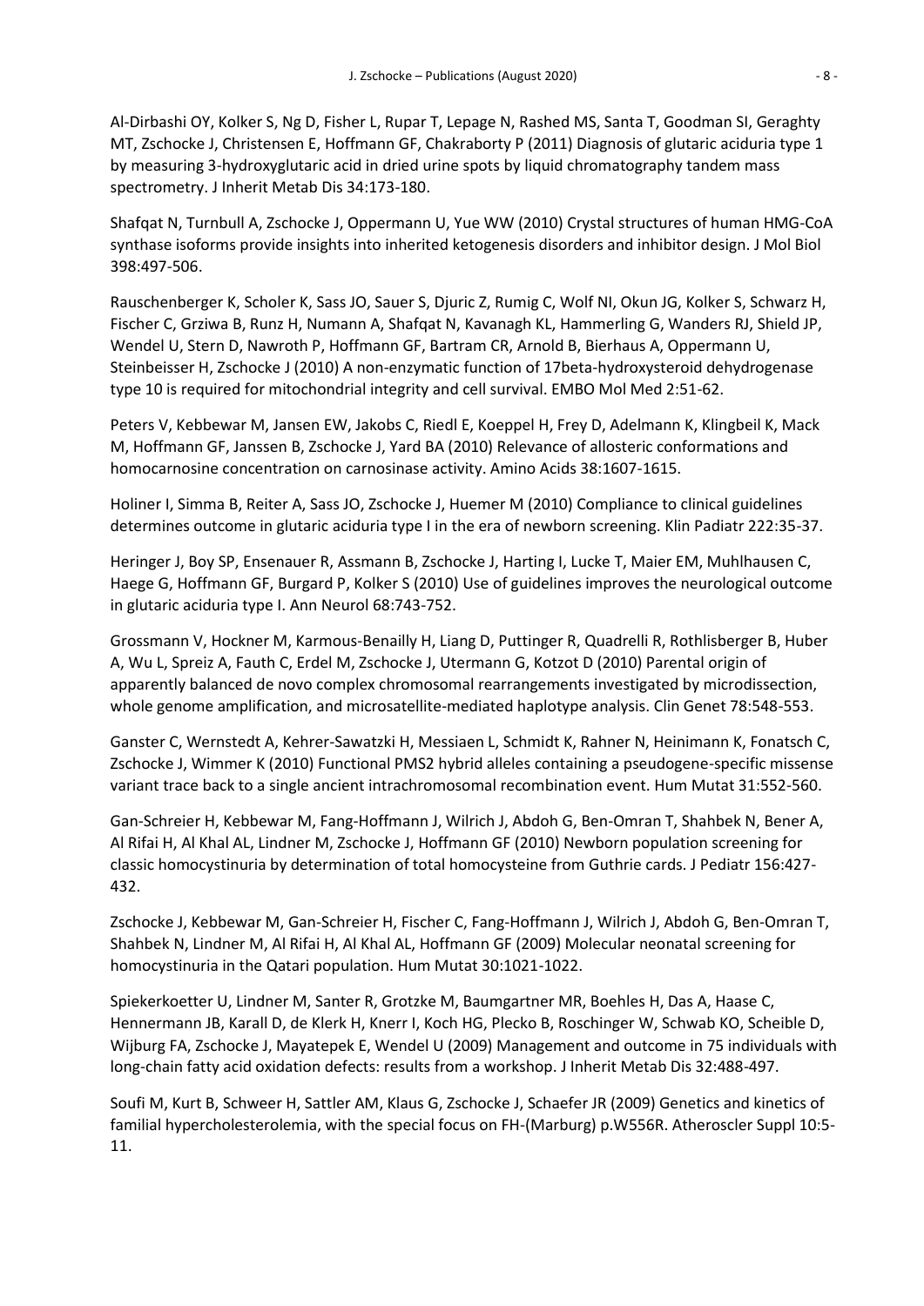Al-Dirbashi OY, Kolker S, Ng D, Fisher L, Rupar T, Lepage N, Rashed MS, Santa T, Goodman SI, Geraghty MT, Zschocke J, Christensen E, Hoffmann GF, Chakraborty P (2011) Diagnosis of glutaric aciduria type 1 by measuring 3-hydroxyglutaric acid in dried urine spots by liquid chromatography tandem mass spectrometry. J Inherit Metab Dis 34:173-180.

Shafqat N, Turnbull A, Zschocke J, Oppermann U, Yue WW (2010) Crystal structures of human HMG-CoA synthase isoforms provide insights into inherited ketogenesis disorders and inhibitor design. J Mol Biol 398:497-506.

Rauschenberger K, Scholer K, Sass JO, Sauer S, Djuric Z, Rumig C, Wolf NI, Okun JG, Kolker S, Schwarz H, Fischer C, Grziwa B, Runz H, Numann A, Shafqat N, Kavanagh KL, Hammerling G, Wanders RJ, Shield JP, Wendel U, Stern D, Nawroth P, Hoffmann GF, Bartram CR, Arnold B, Bierhaus A, Oppermann U, Steinbeisser H, Zschocke J (2010) A non-enzymatic function of 17beta-hydroxysteroid dehydrogenase type 10 is required for mitochondrial integrity and cell survival. EMBO Mol Med 2:51-62.

Peters V, Kebbewar M, Jansen EW, Jakobs C, Riedl E, Koeppel H, Frey D, Adelmann K, Klingbeil K, Mack M, Hoffmann GF, Janssen B, Zschocke J, Yard BA (2010) Relevance of allosteric conformations and homocarnosine concentration on carnosinase activity. Amino Acids 38:1607-1615.

Holiner I, Simma B, Reiter A, Sass JO, Zschocke J, Huemer M (2010) Compliance to clinical guidelines determines outcome in glutaric aciduria type I in the era of newborn screening. Klin Padiatr 222:35-37.

Heringer J, Boy SP, Ensenauer R, Assmann B, Zschocke J, Harting I, Lucke T, Maier EM, Muhlhausen C, Haege G, Hoffmann GF, Burgard P, Kolker S (2010) Use of guidelines improves the neurological outcome in glutaric aciduria type I. Ann Neurol 68:743-752.

Grossmann V, Hockner M, Karmous-Benailly H, Liang D, Puttinger R, Quadrelli R, Rothlisberger B, Huber A, Wu L, Spreiz A, Fauth C, Erdel M, Zschocke J, Utermann G, Kotzot D (2010) Parental origin of apparently balanced de novo complex chromosomal rearrangements investigated by microdissection, whole genome amplification, and microsatellite-mediated haplotype analysis. Clin Genet 78:548-553.

Ganster C, Wernstedt A, Kehrer-Sawatzki H, Messiaen L, Schmidt K, Rahner N, Heinimann K, Fonatsch C, Zschocke J, Wimmer K (2010) Functional PMS2 hybrid alleles containing a pseudogene-specific missense variant trace back to a single ancient intrachromosomal recombination event. Hum Mutat 31:552-560.

Gan-Schreier H, Kebbewar M, Fang-Hoffmann J, Wilrich J, Abdoh G, Ben-Omran T, Shahbek N, Bener A, Al Rifai H, Al Khal AL, Lindner M, Zschocke J, Hoffmann GF (2010) Newborn population screening for classic homocystinuria by determination of total homocysteine from Guthrie cards. J Pediatr 156:427-432.

Zschocke J, Kebbewar M, Gan-Schreier H, Fischer C, Fang-Hoffmann J, Wilrich J, Abdoh G, Ben-Omran T, Shahbek N, Lindner M, Al Rifai H, Al Khal AL, Hoffmann GF (2009) Molecular neonatal screening for homocystinuria in the Qatari population. Hum Mutat 30:1021-1022.

Spiekerkoetter U, Lindner M, Santer R, Grotzke M, Baumgartner MR, Boehles H, Das A, Haase C, Hennermann JB, Karall D, de Klerk H, Knerr I, Koch HG, Plecko B, Roschinger W, Schwab KO, Scheible D, Wijburg FA, Zschocke J, Mayatepek E, Wendel U (2009) Management and outcome in 75 individuals with long-chain fatty acid oxidation defects: results from a workshop. J Inherit Metab Dis 32:488-497.

Soufi M, Kurt B, Schweer H, Sattler AM, Klaus G, Zschocke J, Schaefer JR (2009) Genetics and kinetics of familial hypercholesterolemia, with the special focus on FH-(Marburg) p.W556R. Atheroscler Suppl 10:5-11.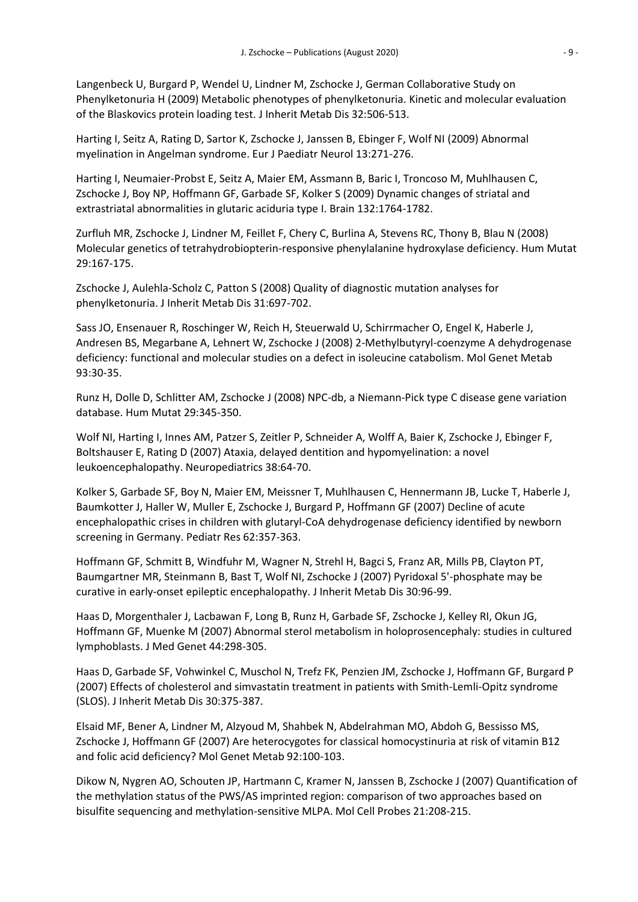Langenbeck U, Burgard P, Wendel U, Lindner M, Zschocke J, German Collaborative Study on Phenylketonuria H (2009) Metabolic phenotypes of phenylketonuria. Kinetic and molecular evaluation of the Blaskovics protein loading test. J Inherit Metab Dis 32:506-513.

Harting I, Seitz A, Rating D, Sartor K, Zschocke J, Janssen B, Ebinger F, Wolf NI (2009) Abnormal myelination in Angelman syndrome. Eur J Paediatr Neurol 13:271-276.

Harting I, Neumaier-Probst E, Seitz A, Maier EM, Assmann B, Baric I, Troncoso M, Muhlhausen C, Zschocke J, Boy NP, Hoffmann GF, Garbade SF, Kolker S (2009) Dynamic changes of striatal and extrastriatal abnormalities in glutaric aciduria type I. Brain 132:1764-1782.

Zurfluh MR, Zschocke J, Lindner M, Feillet F, Chery C, Burlina A, Stevens RC, Thony B, Blau N (2008) Molecular genetics of tetrahydrobiopterin-responsive phenylalanine hydroxylase deficiency. Hum Mutat 29:167-175.

Zschocke J, Aulehla-Scholz C, Patton S (2008) Quality of diagnostic mutation analyses for phenylketonuria. J Inherit Metab Dis 31:697-702.

Sass JO, Ensenauer R, Roschinger W, Reich H, Steuerwald U, Schirrmacher O, Engel K, Haberle J, Andresen BS, Megarbane A, Lehnert W, Zschocke J (2008) 2-Methylbutyryl-coenzyme A dehydrogenase deficiency: functional and molecular studies on a defect in isoleucine catabolism. Mol Genet Metab 93:30-35.

Runz H, Dolle D, Schlitter AM, Zschocke J (2008) NPC-db, a Niemann-Pick type C disease gene variation database. Hum Mutat 29:345-350.

Wolf NI, Harting I, Innes AM, Patzer S, Zeitler P, Schneider A, Wolff A, Baier K, Zschocke J, Ebinger F, Boltshauser E, Rating D (2007) Ataxia, delayed dentition and hypomyelination: a novel leukoencephalopathy. Neuropediatrics 38:64-70.

Kolker S, Garbade SF, Boy N, Maier EM, Meissner T, Muhlhausen C, Hennermann JB, Lucke T, Haberle J, Baumkotter J, Haller W, Muller E, Zschocke J, Burgard P, Hoffmann GF (2007) Decline of acute encephalopathic crises in children with glutaryl-CoA dehydrogenase deficiency identified by newborn screening in Germany. Pediatr Res 62:357-363.

Hoffmann GF, Schmitt B, Windfuhr M, Wagner N, Strehl H, Bagci S, Franz AR, Mills PB, Clayton PT, Baumgartner MR, Steinmann B, Bast T, Wolf NI, Zschocke J (2007) Pyridoxal 5'-phosphate may be curative in early-onset epileptic encephalopathy. J Inherit Metab Dis 30:96-99.

Haas D, Morgenthaler J, Lacbawan F, Long B, Runz H, Garbade SF, Zschocke J, Kelley RI, Okun JG, Hoffmann GF, Muenke M (2007) Abnormal sterol metabolism in holoprosencephaly: studies in cultured lymphoblasts. J Med Genet 44:298-305.

Haas D, Garbade SF, Vohwinkel C, Muschol N, Trefz FK, Penzien JM, Zschocke J, Hoffmann GF, Burgard P (2007) Effects of cholesterol and simvastatin treatment in patients with Smith-Lemli-Opitz syndrome (SLOS). J Inherit Metab Dis 30:375-387.

Elsaid MF, Bener A, Lindner M, Alzyoud M, Shahbek N, Abdelrahman MO, Abdoh G, Bessisso MS, Zschocke J, Hoffmann GF (2007) Are heterocygotes for classical homocystinuria at risk of vitamin B12 and folic acid deficiency? Mol Genet Metab 92:100-103.

Dikow N, Nygren AO, Schouten JP, Hartmann C, Kramer N, Janssen B, Zschocke J (2007) Quantification of the methylation status of the PWS/AS imprinted region: comparison of two approaches based on bisulfite sequencing and methylation-sensitive MLPA. Mol Cell Probes 21:208-215.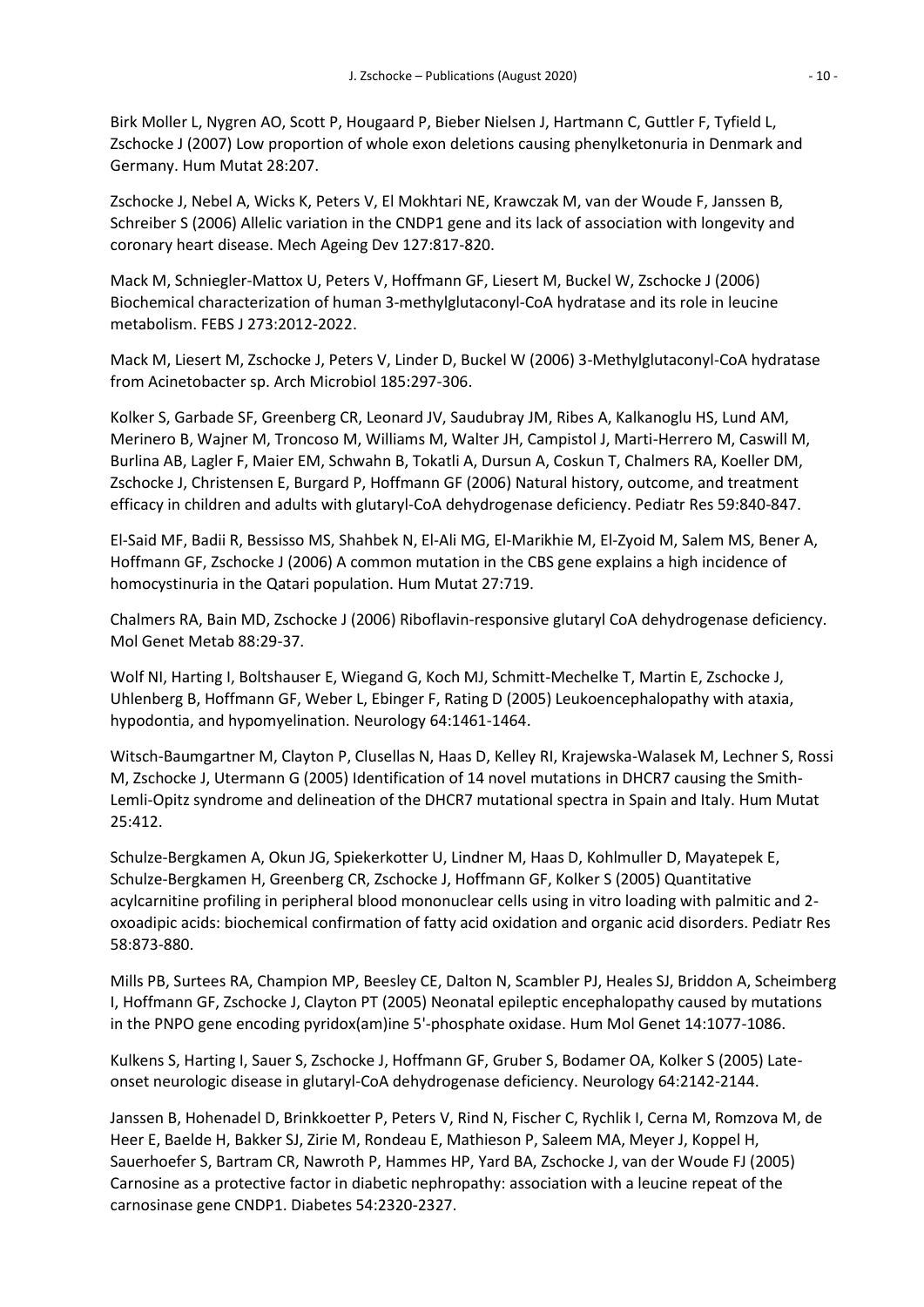Birk Moller L, Nygren AO, Scott P, Hougaard P, Bieber Nielsen J, Hartmann C, Guttler F, Tyfield L, Zschocke J (2007) Low proportion of whole exon deletions causing phenylketonuria in Denmark and Germany. Hum Mutat 28:207.

Zschocke J, Nebel A, Wicks K, Peters V, El Mokhtari NE, Krawczak M, van der Woude F, Janssen B, Schreiber S (2006) Allelic variation in the CNDP1 gene and its lack of association with longevity and coronary heart disease. Mech Ageing Dev 127:817-820.

Mack M, Schniegler-Mattox U, Peters V, Hoffmann GF, Liesert M, Buckel W, Zschocke J (2006) Biochemical characterization of human 3-methylglutaconyl-CoA hydratase and its role in leucine metabolism. FEBS J 273:2012-2022.

Mack M, Liesert M, Zschocke J, Peters V, Linder D, Buckel W (2006) 3-Methylglutaconyl-CoA hydratase from Acinetobacter sp. Arch Microbiol 185:297-306.

Kolker S, Garbade SF, Greenberg CR, Leonard JV, Saudubray JM, Ribes A, Kalkanoglu HS, Lund AM, Merinero B, Wajner M, Troncoso M, Williams M, Walter JH, Campistol J, Marti-Herrero M, Caswill M, Burlina AB, Lagler F, Maier EM, Schwahn B, Tokatli A, Dursun A, Coskun T, Chalmers RA, Koeller DM, Zschocke J, Christensen E, Burgard P, Hoffmann GF (2006) Natural history, outcome, and treatment efficacy in children and adults with glutaryl-CoA dehydrogenase deficiency. Pediatr Res 59:840-847.

El-Said MF, Badii R, Bessisso MS, Shahbek N, El-Ali MG, El-Marikhie M, El-Zyoid M, Salem MS, Bener A, Hoffmann GF, Zschocke J (2006) A common mutation in the CBS gene explains a high incidence of homocystinuria in the Qatari population. Hum Mutat 27:719.

Chalmers RA, Bain MD, Zschocke J (2006) Riboflavin-responsive glutaryl CoA dehydrogenase deficiency. Mol Genet Metab 88:29-37.

Wolf NI, Harting I, Boltshauser E, Wiegand G, Koch MJ, Schmitt-Mechelke T, Martin E, Zschocke J, Uhlenberg B, Hoffmann GF, Weber L, Ebinger F, Rating D (2005) Leukoencephalopathy with ataxia, hypodontia, and hypomyelination. Neurology 64:1461-1464.

Witsch-Baumgartner M, Clayton P, Clusellas N, Haas D, Kelley RI, Krajewska-Walasek M, Lechner S, Rossi M, Zschocke J, Utermann G (2005) Identification of 14 novel mutations in DHCR7 causing the Smith-Lemli-Opitz syndrome and delineation of the DHCR7 mutational spectra in Spain and Italy. Hum Mutat 25:412.

Schulze-Bergkamen A, Okun JG, Spiekerkotter U, Lindner M, Haas D, Kohlmuller D, Mayatepek E, Schulze-Bergkamen H, Greenberg CR, Zschocke J, Hoffmann GF, Kolker S (2005) Quantitative acylcarnitine profiling in peripheral blood mononuclear cells using in vitro loading with palmitic and 2-oxoadipic acids: biochemical confirmation of fatty acid oxidation and organic acid disorders. Pediatr Res 58:873-880.

Mills PB, Surtees RA, Champion MP, Beesley CE, Dalton N, Scambler PJ, Heales SJ, Briddon A, Scheimberg I, Hoffmann GF, Zschocke J, Clayton PT (2005) Neonatal epileptic encephalopathy caused by mutations in the PNPO gene encoding pyridox(am)ine 5'-phosphate oxidase. Hum Mol Genet 14:1077-1086.

Kulkens S, Harting I, Sauer S, Zschocke J, Hoffmann GF, Gruber S, Bodamer OA, Kolker S (2005) Late-onset neurologic disease in glutaryl-CoA dehydrogenase deficiency. Neurology 64:2142-2144.

Janssen B, Hohenadel D, Brinkkoetter P, Peters V, Rind N, Fischer C, Rychlik I, Cerna M, Romzova M, de Heer E, Baelde H, Bakker SJ, Zirie M, Rondeau E, Mathieson P, Saleem MA, Meyer J, Koppel H, Sauerhoefer S, Bartram CR, Nawroth P, Hammes HP, Yard BA, Zschocke J, van der Woude FJ (2005) Carnosine as a protective factor in diabetic nephropathy: association with a leucine repeat of the carnosinase gene CNDP1. Diabetes 54:2320-2327.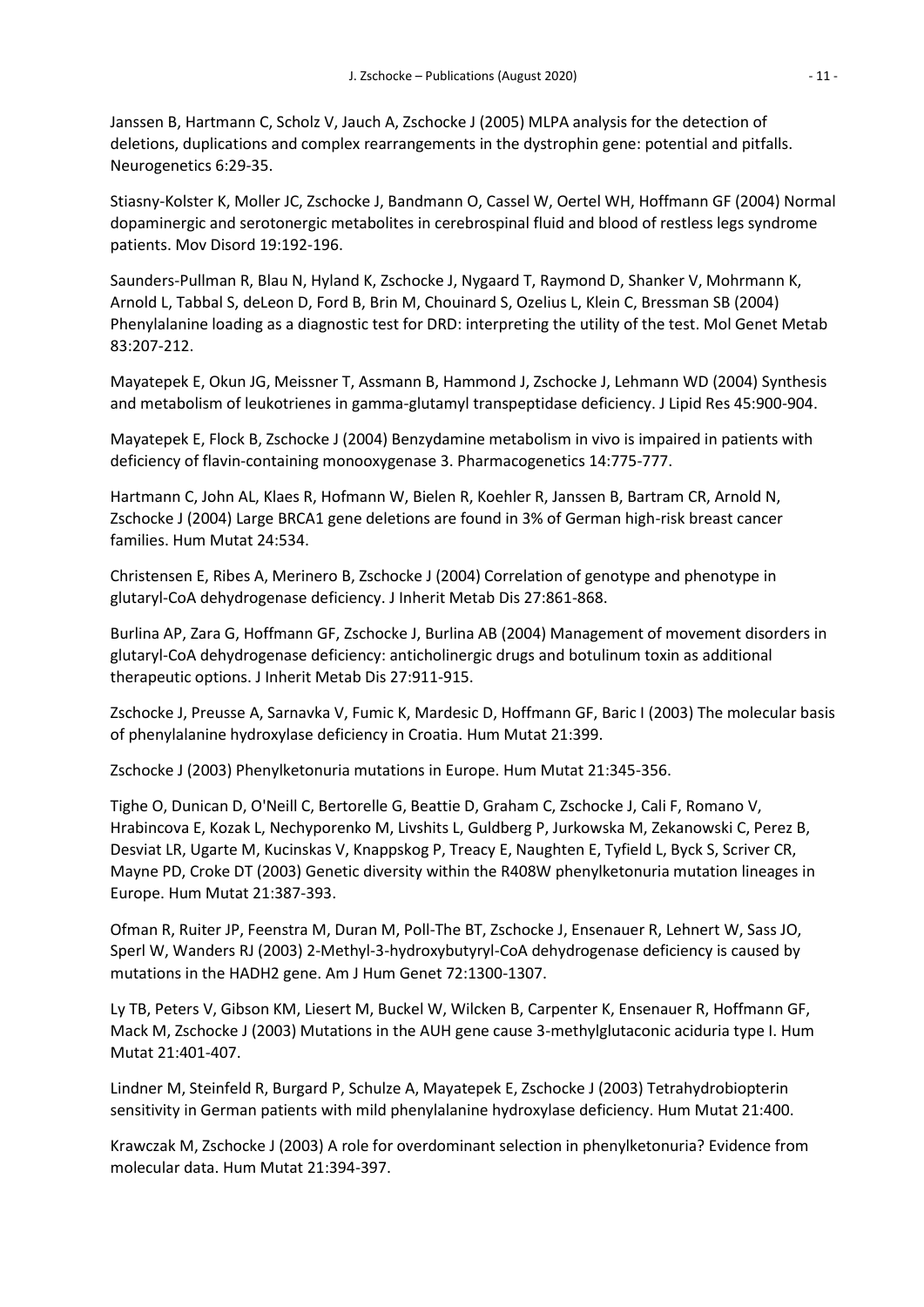Janssen B, Hartmann C, Scholz V, Jauch A, Zschocke J (2005) MLPA analysis for the detection of deletions, duplications and complex rearrangements in the dystrophin gene: potential and pitfalls. Neurogenetics 6:29-35.

Stiasny-Kolster K, Moller JC, Zschocke J, Bandmann O, Cassel W, Oertel WH, Hoffmann GF (2004) Normal dopaminergic and serotonergic metabolites in cerebrospinal fluid and blood of restless legs syndrome patients. Mov Disord 19:192-196.

Saunders-Pullman R, Blau N, Hyland K, Zschocke J, Nygaard T, Raymond D, Shanker V, Mohrmann K, Arnold L, Tabbal S, deLeon D, Ford B, Brin M, Chouinard S, Ozelius L, Klein C, Bressman SB (2004) Phenylalanine loading as a diagnostic test for DRD: interpreting the utility of the test. Mol Genet Metab 83:207-212.

Mayatepek E, Okun JG, Meissner T, Assmann B, Hammond J, Zschocke J, Lehmann WD (2004) Synthesis and metabolism of leukotrienes in gamma-glutamyl transpeptidase deficiency. J Lipid Res 45:900-904.

Mayatepek E, Flock B, Zschocke J (2004) Benzydamine metabolism in vivo is impaired in patients with deficiency of flavin-containing monooxygenase 3. Pharmacogenetics 14:775-777.

Hartmann C, John AL, Klaes R, Hofmann W, Bielen R, Koehler R, Janssen B, Bartram CR, Arnold N, Zschocke J (2004) Large BRCA1 gene deletions are found in 3% of German high-risk breast cancer families. Hum Mutat 24:534.

Christensen E, Ribes A, Merinero B, Zschocke J (2004) Correlation of genotype and phenotype in glutaryl-CoA dehydrogenase deficiency. J Inherit Metab Dis 27:861-868.

Burlina AP, Zara G, Hoffmann GF, Zschocke J, Burlina AB (2004) Management of movement disorders in glutaryl-CoA dehydrogenase deficiency: anticholinergic drugs and botulinum toxin as additional therapeutic options. J Inherit Metab Dis 27:911-915.

Zschocke J, Preusse A, Sarnavka V, Fumic K, Mardesic D, Hoffmann GF, Baric I (2003) The molecular basis of phenylalanine hydroxylase deficiency in Croatia. Hum Mutat 21:399.

Zschocke J (2003) Phenylketonuria mutations in Europe. Hum Mutat 21:345-356.

Tighe O, Dunican D, O'Neill C, Bertorelle G, Beattie D, Graham C, Zschocke J, Cali F, Romano V, Hrabincova E, Kozak L, Nechyporenko M, Livshits L, Guldberg P, Jurkowska M, Zekanowski C, Perez B, Desviat LR, Ugarte M, Kucinskas V, Knappskog P, Treacy E, Naughten E, Tyfield L, Byck S, Scriver CR, Mayne PD, Croke DT (2003) Genetic diversity within the R408W phenylketonuria mutation lineages in Europe. Hum Mutat 21:387-393.

Ofman R, Ruiter JP, Feenstra M, Duran M, Poll-The BT, Zschocke J, Ensenauer R, Lehnert W, Sass JO, Sperl W, Wanders RJ (2003) 2-Methyl-3-hydroxybutyryl-CoA dehydrogenase deficiency is caused by mutations in the HADH2 gene. Am J Hum Genet 72:1300-1307.

Ly TB, Peters V, Gibson KM, Liesert M, Buckel W, Wilcken B, Carpenter K, Ensenauer R, Hoffmann GF, Mack M, Zschocke J (2003) Mutations in the AUH gene cause 3-methylglutaconic aciduria type I. Hum Mutat 21:401-407.

Lindner M, Steinfeld R, Burgard P, Schulze A, Mayatepek E, Zschocke J (2003) Tetrahydrobiopterin sensitivity in German patients with mild phenylalanine hydroxylase deficiency. Hum Mutat 21:400.

Krawczak M, Zschocke J (2003) A role for overdominant selection in phenylketonuria? Evidence from molecular data. Hum Mutat 21:394-397.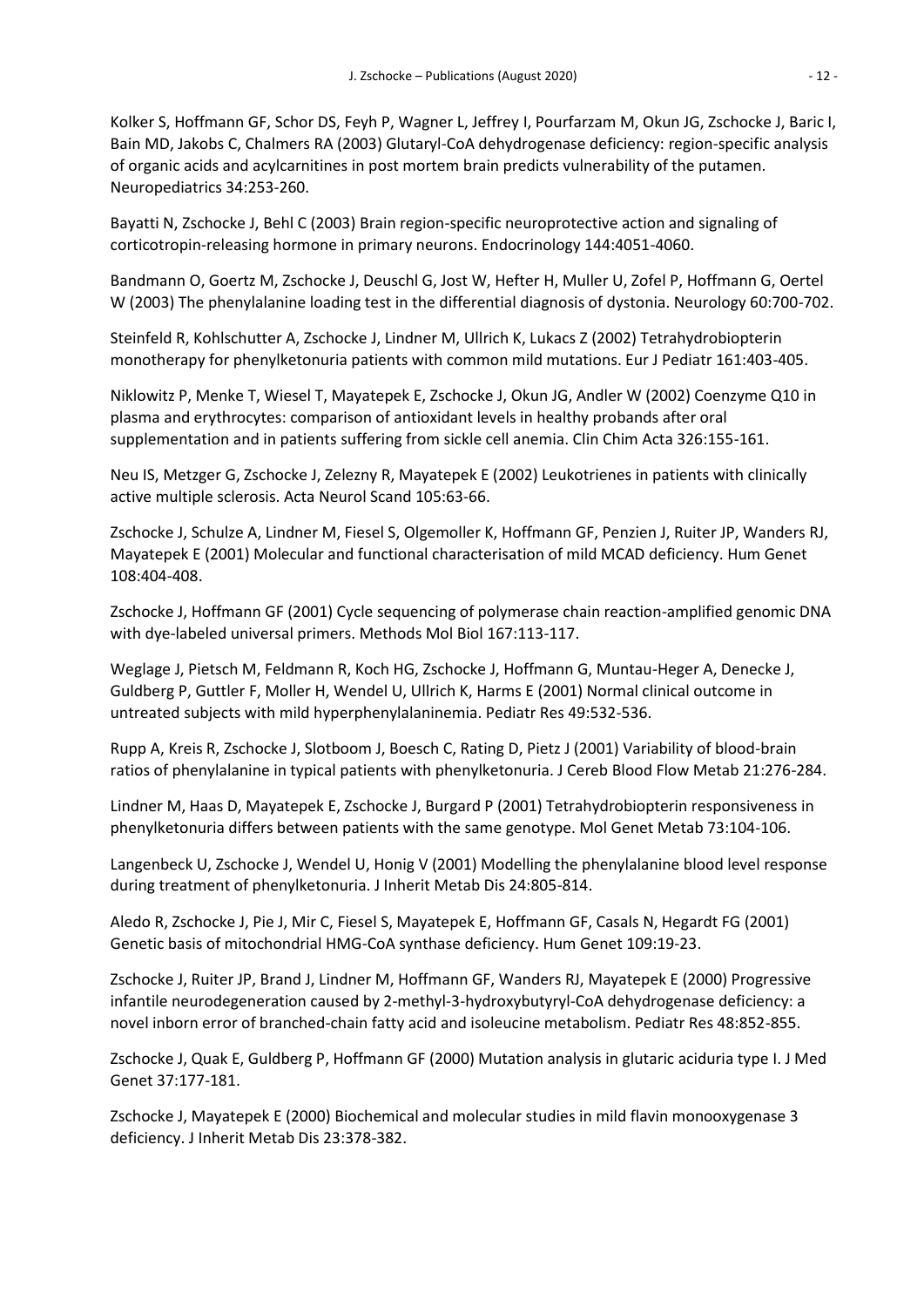Kolker S, Hoffmann GF, Schor DS, Feyh P, Wagner L, Jeffrey I, Pourfarzam M, Okun JG, Zschocke J, Baric I, Bain MD, Jakobs C, Chalmers RA (2003) Glutaryl-CoA dehydrogenase deficiency: region-specific analysis of organic acids and acylcarnitines in post mortem brain predicts vulnerability of the putamen. Neuropediatrics 34:253-260.

Bayatti N, Zschocke J, Behl C (2003) Brain region-specific neuroprotective action and signaling of corticotropin-releasing hormone in primary neurons. Endocrinology 144:4051-4060.

Bandmann O, Goertz M, Zschocke J, Deuschl G, Jost W, Hefter H, Muller U, Zofel P, Hoffmann G, Oertel W (2003) The phenylalanine loading test in the differential diagnosis of dystonia. Neurology 60:700-702.

Steinfeld R, Kohlschutter A, Zschocke J, Lindner M, Ullrich K, Lukacs Z (2002) Tetrahydrobiopterin monotherapy for phenylketonuria patients with common mild mutations. Eur J Pediatr 161:403-405.

Niklowitz P, Menke T, Wiesel T, Mayatepek E, Zschocke J, Okun JG, Andler W (2002) Coenzyme Q10 in plasma and erythrocytes: comparison of antioxidant levels in healthy probands after oral supplementation and in patients suffering from sickle cell anemia. Clin Chim Acta 326:155-161.

Neu IS, Metzger G, Zschocke J, Zelezny R, Mayatepek E (2002) Leukotrienes in patients with clinically active multiple sclerosis. Acta Neurol Scand 105:63-66.

Zschocke J, Schulze A, Lindner M, Fiesel S, Olgemoller K, Hoffmann GF, Penzien J, Ruiter JP, Wanders RJ, Mayatepek E (2001) Molecular and functional characterisation of mild MCAD deficiency. Hum Genet 108:404-408.

Zschocke J, Hoffmann GF (2001) Cycle sequencing of polymerase chain reaction-amplified genomic DNA with dye-labeled universal primers. Methods Mol Biol 167:113-117.

Weglage J, Pietsch M, Feldmann R, Koch HG, Zschocke J, Hoffmann G, Muntau-Heger A, Denecke J, Guldberg P, Guttler F, Moller H, Wendel U, Ullrich K, Harms E (2001) Normal clinical outcome in untreated subjects with mild hyperphenylalaninemia. Pediatr Res 49:532-536.

Rupp A, Kreis R, Zschocke J, Slotboom J, Boesch C, Rating D, Pietz J (2001) Variability of blood-brain ratios of phenylalanine in typical patients with phenylketonuria. J Cereb Blood Flow Metab 21:276-284.

Lindner M, Haas D, Mayatepek E, Zschocke J, Burgard P (2001) Tetrahydrobiopterin responsiveness in phenylketonuria differs between patients with the same genotype. Mol Genet Metab 73:104-106.

Langenbeck U, Zschocke J, Wendel U, Honig V (2001) Modelling the phenylalanine blood level response during treatment of phenylketonuria. J Inherit Metab Dis 24:805-814.

Aledo R, Zschocke J, Pie J, Mir C, Fiesel S, Mayatepek E, Hoffmann GF, Casals N, Hegardt FG (2001) Genetic basis of mitochondrial HMG-CoA synthase deficiency. Hum Genet 109:19-23.

Zschocke J, Ruiter JP, Brand J, Lindner M, Hoffmann GF, Wanders RJ, Mayatepek E (2000) Progressive infantile neurodegeneration caused by 2-methyl-3-hydroxybutyryl-CoA dehydrogenase deficiency: a novel inborn error of branched-chain fatty acid and isoleucine metabolism. Pediatr Res 48:852-855.

Zschocke J, Quak E, Guldberg P, Hoffmann GF (2000) Mutation analysis in glutaric aciduria type I. J Med Genet 37:177-181.

Zschocke J, Mayatepek E (2000) Biochemical and molecular studies in mild flavin monooxygenase 3 deficiency. J Inherit Metab Dis 23:378-382.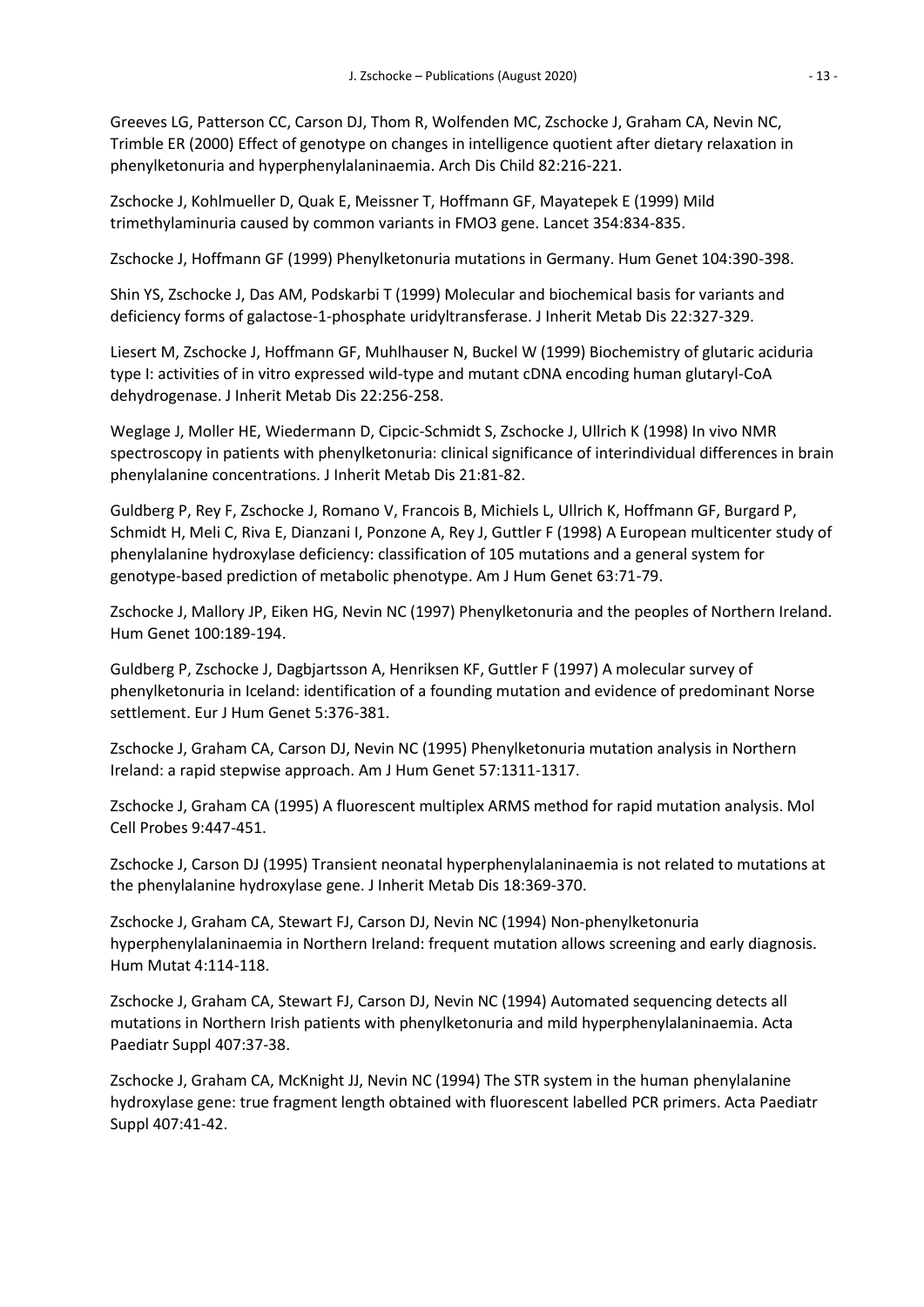Greeves LG, Patterson CC, Carson DJ, Thom R, Wolfenden MC, Zschocke J, Graham CA, Nevin NC, Trimble ER (2000) Effect of genotype on changes in intelligence quotient after dietary relaxation in phenylketonuria and hyperphenylalaninaemia. Arch Dis Child 82:216-221.

Zschocke J, Kohlmueller D, Quak E, Meissner T, Hoffmann GF, Mayatepek E (1999) Mild trimethylaminuria caused by common variants in FMO3 gene. Lancet 354:834-835.

Zschocke J, Hoffmann GF (1999) Phenylketonuria mutations in Germany. Hum Genet 104:390-398.

Shin YS, Zschocke J, Das AM, Podskarbi T (1999) Molecular and biochemical basis for variants and deficiency forms of galactose-1-phosphate uridyltransferase. J Inherit Metab Dis 22:327-329.

Liesert M, Zschocke J, Hoffmann GF, Muhlhauser N, Buckel W (1999) Biochemistry of glutaric aciduria type I: activities of in vitro expressed wild-type and mutant cDNA encoding human glutaryl-CoA dehydrogenase. J Inherit Metab Dis 22:256-258.

Weglage J, Moller HE, Wiedermann D, Cipcic-Schmidt S, Zschocke J, Ullrich K (1998) In vivo NMR spectroscopy in patients with phenylketonuria: clinical significance of interindividual differences in brain phenylalanine concentrations. J Inherit Metab Dis 21:81-82.

Guldberg P, Rey F, Zschocke J, Romano V, Francois B, Michiels L, Ullrich K, Hoffmann GF, Burgard P, Schmidt H, Meli C, Riva E, Dianzani I, Ponzone A, Rey J, Guttler F (1998) A European multicenter study of phenylalanine hydroxylase deficiency: classification of 105 mutations and a general system for genotype-based prediction of metabolic phenotype. Am J Hum Genet 63:71-79.

Zschocke J, Mallory JP, Eiken HG, Nevin NC (1997) Phenylketonuria and the peoples of Northern Ireland. Hum Genet 100:189-194.

Guldberg P, Zschocke J, Dagbjartsson A, Henriksen KF, Guttler F (1997) A molecular survey of phenylketonuria in Iceland: identification of a founding mutation and evidence of predominant Norse settlement. Eur J Hum Genet 5:376-381.

Zschocke J, Graham CA, Carson DJ, Nevin NC (1995) Phenylketonuria mutation analysis in Northern Ireland: a rapid stepwise approach. Am J Hum Genet 57:1311-1317.

Zschocke J, Graham CA (1995) A fluorescent multiplex ARMS method for rapid mutation analysis. Mol Cell Probes 9:447-451.

Zschocke J, Carson DJ (1995) Transient neonatal hyperphenylalaninaemia is not related to mutations at the phenylalanine hydroxylase gene. J Inherit Metab Dis 18:369-370.

Zschocke J, Graham CA, Stewart FJ, Carson DJ, Nevin NC (1994) Non-phenylketonuria hyperphenylalaninaemia in Northern Ireland: frequent mutation allows screening and early diagnosis. Hum Mutat 4:114-118.

Zschocke J, Graham CA, Stewart FJ, Carson DJ, Nevin NC (1994) Automated sequencing detects all mutations in Northern Irish patients with phenylketonuria and mild hyperphenylalaninaemia. Acta Paediatr Suppl 407:37-38.

Zschocke J, Graham CA, McKnight JJ, Nevin NC (1994) The STR system in the human phenylalanine hydroxylase gene: true fragment length obtained with fluorescent labelled PCR primers. Acta Paediatr Suppl 407:41-42.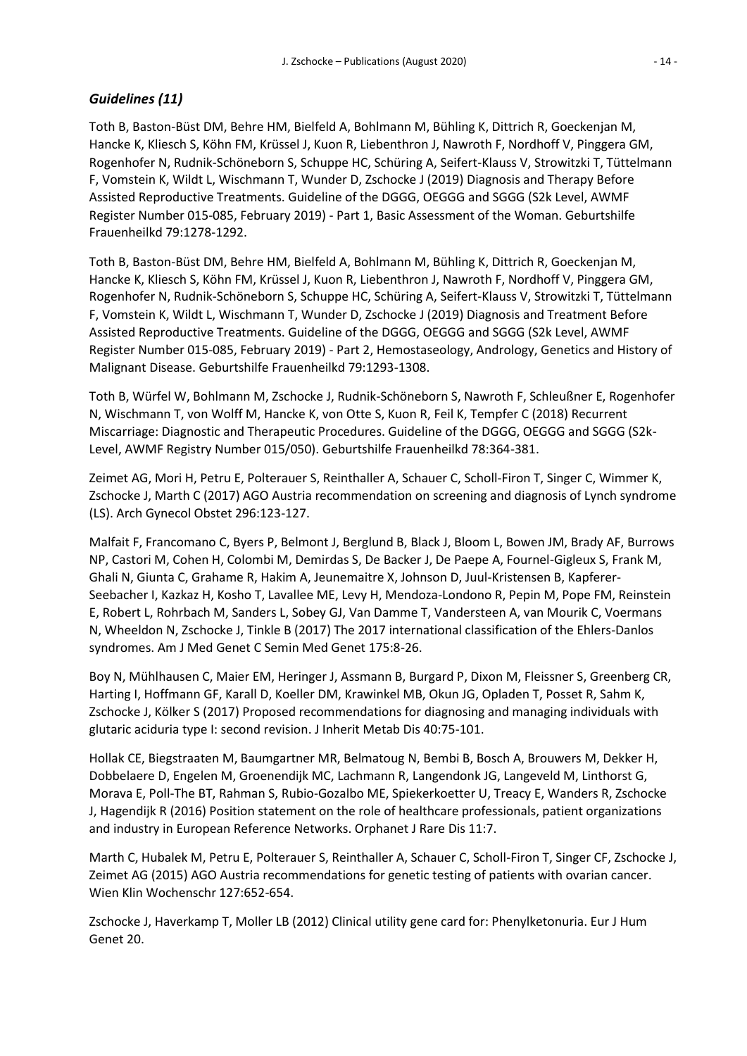## *Guidelines (11)*

Toth B, Baston-Büst DM, Behre HM, Bielfeld A, Bohlmann M, Bühling K, Dittrich R, Goeckenjan M, Hancke K, Kliesch S, Köhn FM, Krüssel J, Kuon R, Liebenthron J, Nawroth F, Nordhoff V, Pinggera GM, Rogenhofer N, Rudnik-Schöneborn S, Schuppe HC, Schüring A, Seifert-Klauss V, Strowitzki T, Tüttelmann F, Vomstein K, Wildt L, Wischmann T, Wunder D, Zschocke J (2019) Diagnosis and Therapy Before Assisted Reproductive Treatments. Guideline of the DGGG, OEGGG and SGGG (S2k Level, AWMF Register Number 015-085, February 2019) - Part 1, Basic Assessment of the Woman. Geburtshilfe Frauenheilkd 79:1278-1292.

Toth B, Baston-Büst DM, Behre HM, Bielfeld A, Bohlmann M, Bühling K, Dittrich R, Goeckenjan M, Hancke K, Kliesch S, Köhn FM, Krüssel J, Kuon R, Liebenthron J, Nawroth F, Nordhoff V, Pinggera GM, Rogenhofer N, Rudnik-Schöneborn S, Schuppe HC, Schüring A, Seifert-Klauss V, Strowitzki T, Tüttelmann F, Vomstein K, Wildt L, Wischmann T, Wunder D, Zschocke J (2019) Diagnosis and Treatment Before Assisted Reproductive Treatments. Guideline of the DGGG, OEGGG and SGGG (S2k Level, AWMF Register Number 015-085, February 2019) - Part 2, Hemostaseology, Andrology, Genetics and History of Malignant Disease. Geburtshilfe Frauenheilkd 79:1293-1308.

Toth B, Würfel W, Bohlmann M, Zschocke J, Rudnik-Schöneborn S, Nawroth F, Schleußner E, Rogenhofer N, Wischmann T, von Wolff M, Hancke K, von Otte S, Kuon R, Feil K, Tempfer C (2018) Recurrent Miscarriage: Diagnostic and Therapeutic Procedures. Guideline of the DGGG, OEGGG and SGGG (S2k-Level, AWMF Registry Number 015/050). Geburtshilfe Frauenheilkd 78:364-381.

Zeimet AG, Mori H, Petru E, Polterauer S, Reinthaller A, Schauer C, Scholl-Firon T, Singer C, Wimmer K, Zschocke J, Marth C (2017) AGO Austria recommendation on screening and diagnosis of Lynch syndrome (LS). Arch Gynecol Obstet 296:123-127.

Malfait F, Francomano C, Byers P, Belmont J, Berglund B, Black J, Bloom L, Bowen JM, Brady AF, Burrows NP, Castori M, Cohen H, Colombi M, Demirdas S, De Backer J, De Paepe A, Fournel-Gigleux S, Frank M, Ghali N, Giunta C, Grahame R, Hakim A, Jeunemaitre X, Johnson D, Juul-Kristensen B, Kapferer-Seebacher I, Kazkaz H, Kosho T, Lavallee ME, Levy H, Mendoza-Londono R, Pepin M, Pope FM, Reinstein E, Robert L, Rohrbach M, Sanders L, Sobey GJ, Van Damme T, Vandersteen A, van Mourik C, Voermans N, Wheeldon N, Zschocke J, Tinkle B (2017) The 2017 international classification of the Ehlers-Danlos syndromes. Am J Med Genet C Semin Med Genet 175:8-26.

Boy N, Mühlhausen C, Maier EM, Heringer J, Assmann B, Burgard P, Dixon M, Fleissner S, Greenberg CR, Harting I, Hoffmann GF, Karall D, Koeller DM, Krawinkel MB, Okun JG, Opladen T, Posset R, Sahm K, Zschocke J, Kölker S (2017) Proposed recommendations for diagnosing and managing individuals with glutaric aciduria type I: second revision. J Inherit Metab Dis 40:75-101.

Hollak CE, Biegstraaten M, Baumgartner MR, Belmatoug N, Bembi B, Bosch A, Brouwers M, Dekker H, Dobbelaere D, Engelen M, Groenendijk MC, Lachmann R, Langendonk JG, Langeveld M, Linthorst G, Morava E, Poll-The BT, Rahman S, Rubio-Gozalbo ME, Spiekerkoetter U, Treacy E, Wanders R, Zschocke J, Hagendijk R (2016) Position statement on the role of healthcare professionals, patient organizations and industry in European Reference Networks. Orphanet J Rare Dis 11:7.

Marth C, Hubalek M, Petru E, Polterauer S, Reinthaller A, Schauer C, Scholl-Firon T, Singer CF, Zschocke J, Zeimet AG (2015) AGO Austria recommendations for genetic testing of patients with ovarian cancer. Wien Klin Wochenschr 127:652-654.

Zschocke J, Haverkamp T, Moller LB (2012) Clinical utility gene card for: Phenylketonuria. Eur J Hum Genet 20.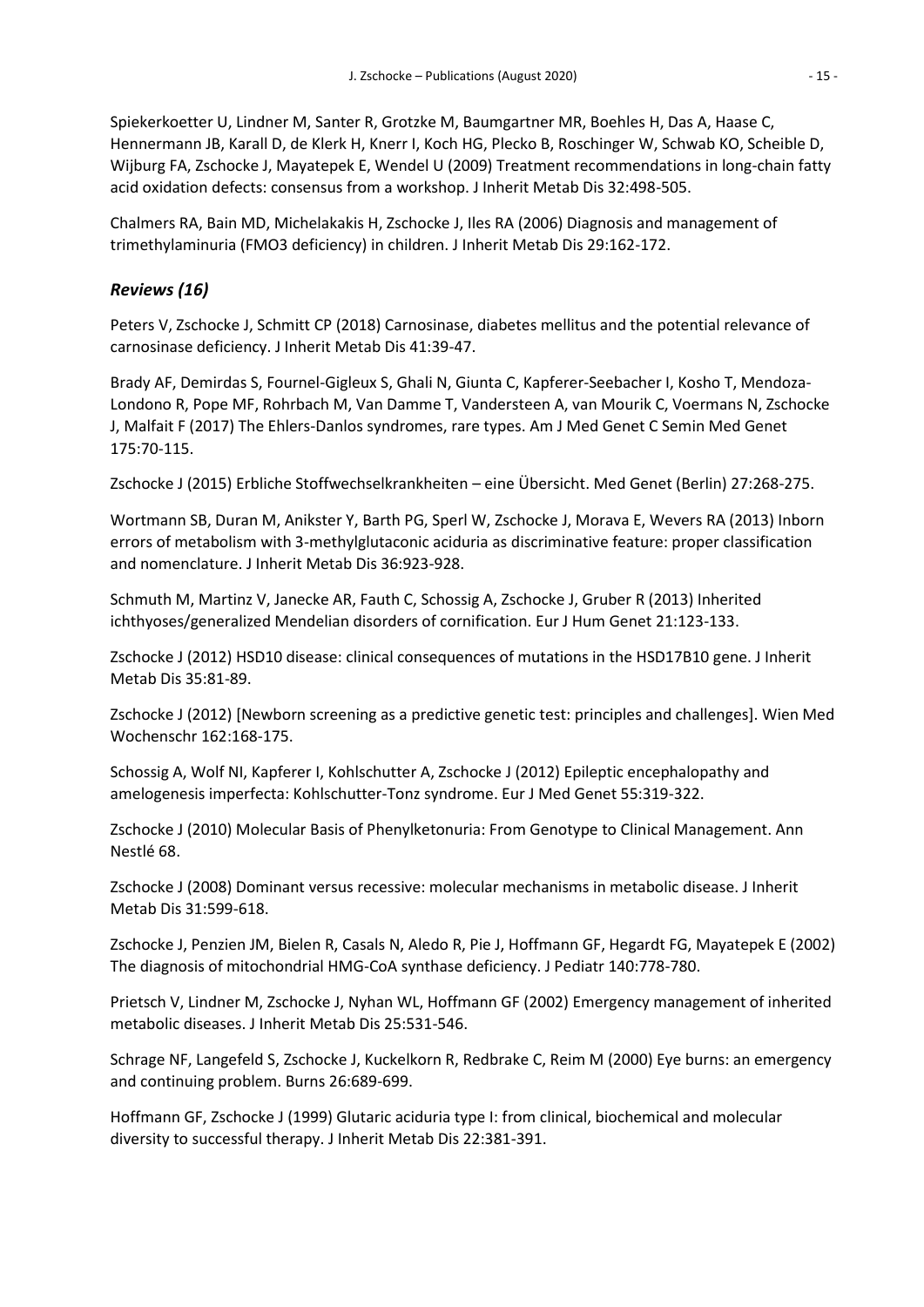Spiekerkoetter U, Lindner M, Santer R, Grotzke M, Baumgartner MR, Boehles H, Das A, Haase C, Hennermann JB, Karall D, de Klerk H, Knerr I, Koch HG, Plecko B, Roschinger W, Schwab KO, Scheible D, Wijburg FA, Zschocke J, Mayatepek E, Wendel U (2009) Treatment recommendations in long-chain fatty acid oxidation defects: consensus from a workshop. J Inherit Metab Dis 32:498-505.

Chalmers RA, Bain MD, Michelakakis H, Zschocke J, Iles RA (2006) Diagnosis and management of trimethylaminuria (FMO3 deficiency) in children. J Inherit Metab Dis 29:162-172.

### *Reviews (16)*

Peters V, Zschocke J, Schmitt CP (2018) Carnosinase, diabetes mellitus and the potential relevance of carnosinase deficiency. J Inherit Metab Dis 41:39-47.

Brady AF, Demirdas S, Fournel-Gigleux S, Ghali N, Giunta C, Kapferer-Seebacher I, Kosho T, Mendoza-Londono R, Pope MF, Rohrbach M, Van Damme T, Vandersteen A, van Mourik C, Voermans N, Zschocke J, Malfait F (2017) The Ehlers-Danlos syndromes, rare types. Am J Med Genet C Semin Med Genet 175:70-115.

Zschocke J (2015) Erbliche Stoffwechselkrankheiten – eine Übersicht. Med Genet (Berlin) 27:268-275.

Wortmann SB, Duran M, Anikster Y, Barth PG, Sperl W, Zschocke J, Morava E, Wevers RA (2013) Inborn errors of metabolism with 3-methylglutaconic aciduria as discriminative feature: proper classification and nomenclature. J Inherit Metab Dis 36:923-928.

Schmuth M, Martinz V, Janecke AR, Fauth C, Schossig A, Zschocke J, Gruber R (2013) Inherited ichthyoses/generalized Mendelian disorders of cornification. Eur J Hum Genet 21:123-133.

Zschocke J (2012) HSD10 disease: clinical consequences of mutations in the HSD17B10 gene. J Inherit Metab Dis 35:81-89.

Zschocke J (2012) [Newborn screening as a predictive genetic test: principles and challenges]. Wien Med Wochenschr 162:168-175.

Schossig A, Wolf NI, Kapferer I, Kohlschutter A, Zschocke J (2012) Epileptic encephalopathy and amelogenesis imperfecta: Kohlschutter-Tonz syndrome. Eur J Med Genet 55:319-322.

Zschocke J (2010) Molecular Basis of Phenylketonuria: From Genotype to Clinical Management. Ann Nestlé 68.

Zschocke J (2008) Dominant versus recessive: molecular mechanisms in metabolic disease. J Inherit Metab Dis 31:599-618.

Zschocke J, Penzien JM, Bielen R, Casals N, Aledo R, Pie J, Hoffmann GF, Hegardt FG, Mayatepek E (2002) The diagnosis of mitochondrial HMG-CoA synthase deficiency. J Pediatr 140:778-780.

Prietsch V, Lindner M, Zschocke J, Nyhan WL, Hoffmann GF (2002) Emergency management of inherited metabolic diseases. J Inherit Metab Dis 25:531-546.

Schrage NF, Langefeld S, Zschocke J, Kuckelkorn R, Redbrake C, Reim M (2000) Eye burns: an emergency and continuing problem. Burns 26:689-699.

Hoffmann GF, Zschocke J (1999) Glutaric aciduria type I: from clinical, biochemical and molecular diversity to successful therapy. J Inherit Metab Dis 22:381-391.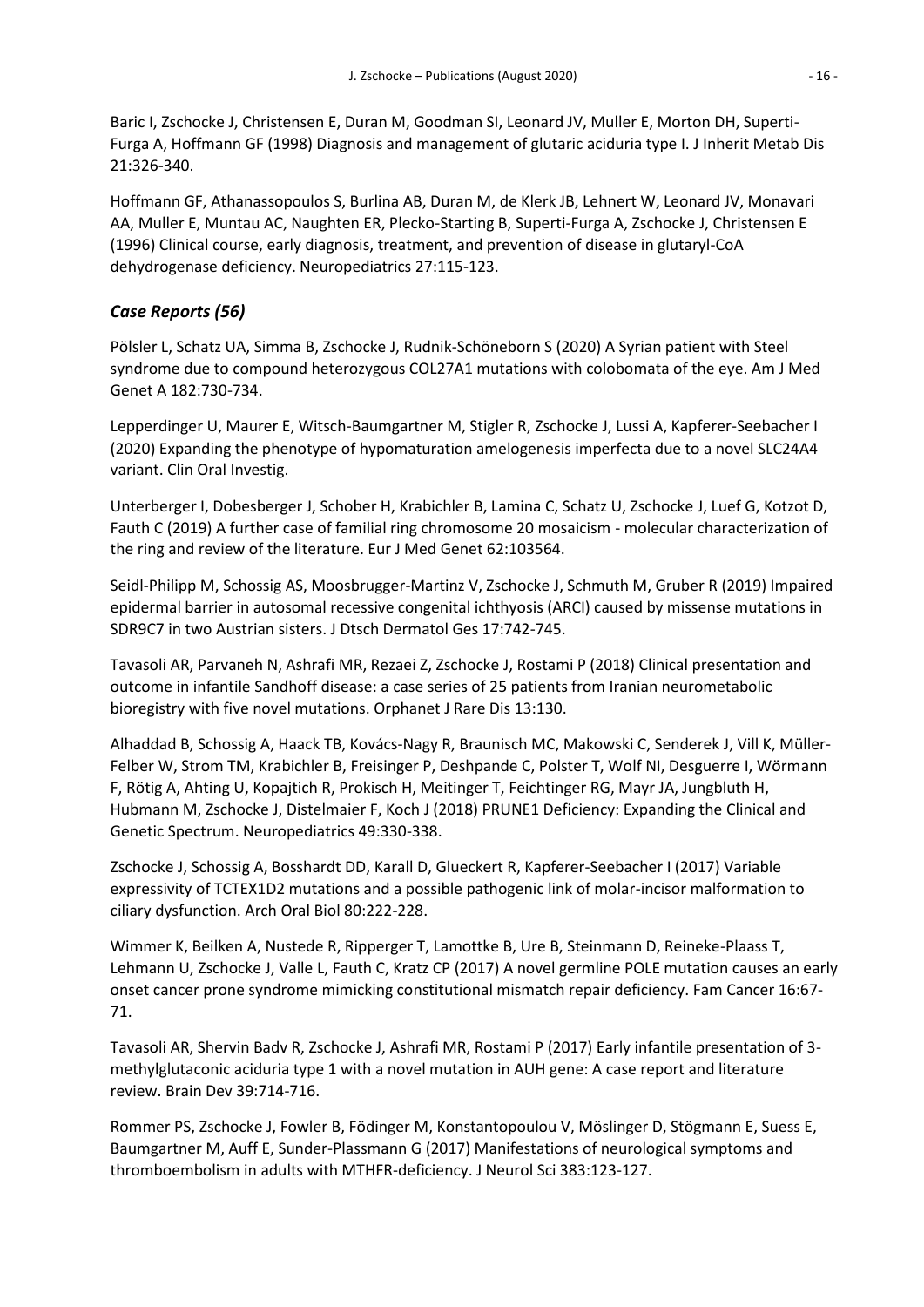Baric I, Zschocke J, Christensen E, Duran M, Goodman SI, Leonard JV, Muller E, Morton DH, Superti-Furga A, Hoffmann GF (1998) Diagnosis and management of glutaric aciduria type I. J Inherit Metab Dis 21:326-340.

Hoffmann GF, Athanassopoulos S, Burlina AB, Duran M, de Klerk JB, Lehnert W, Leonard JV, Monavari AA, Muller E, Muntau AC, Naughten ER, Plecko-Starting B, Superti-Furga A, Zschocke J, Christensen E (1996) Clinical course, early diagnosis, treatment, and prevention of disease in glutaryl-CoA dehydrogenase deficiency. Neuropediatrics 27:115-123.

## *Case Reports (56)*

Pölsler L, Schatz UA, Simma B, Zschocke J, Rudnik-Schöneborn S (2020) A Syrian patient with Steel syndrome due to compound heterozygous COL27A1 mutations with colobomata of the eye. Am J Med Genet A 182:730-734.

Lepperdinger U, Maurer E, Witsch-Baumgartner M, Stigler R, Zschocke J, Lussi A, Kapferer-Seebacher I (2020) Expanding the phenotype of hypomaturation amelogenesis imperfecta due to a novel SLC24A4 variant. Clin Oral Investig.

Unterberger I, Dobesberger J, Schober H, Krabichler B, Lamina C, Schatz U, Zschocke J, Luef G, Kotzot D, Fauth C (2019) A further case of familial ring chromosome 20 mosaicism - molecular characterization of the ring and review of the literature. Eur J Med Genet 62:103564.

Seidl-Philipp M, Schossig AS, Moosbrugger-Martinz V, Zschocke J, Schmuth M, Gruber R (2019) Impaired epidermal barrier in autosomal recessive congenital ichthyosis (ARCI) caused by missense mutations in SDR9C7 in two Austrian sisters. J Dtsch Dermatol Ges 17:742-745.

Tavasoli AR, Parvaneh N, Ashrafi MR, Rezaei Z, Zschocke J, Rostami P (2018) Clinical presentation and outcome in infantile Sandhoff disease: a case series of 25 patients from Iranian neurometabolic bioregistry with five novel mutations. Orphanet J Rare Dis 13:130.

Alhaddad B, Schossig A, Haack TB, Kovács-Nagy R, Braunisch MC, Makowski C, Senderek J, Vill K, Müller-Felber W, Strom TM, Krabichler B, Freisinger P, Deshpande C, Polster T, Wolf NI, Desguerre I, Wörmann F, Rötig A, Ahting U, Kopajtich R, Prokisch H, Meitinger T, Feichtinger RG, Mayr JA, Jungbluth H, Hubmann M, Zschocke J, Distelmaier F, Koch J (2018) PRUNE1 Deficiency: Expanding the Clinical and Genetic Spectrum. Neuropediatrics 49:330-338.

Zschocke J, Schossig A, Bosshardt DD, Karall D, Glueckert R, Kapferer-Seebacher I (2017) Variable expressivity of TCTEX1D2 mutations and a possible pathogenic link of molar-incisor malformation to ciliary dysfunction. Arch Oral Biol 80:222-228.

Wimmer K, Beilken A, Nustede R, Ripperger T, Lamottke B, Ure B, Steinmann D, Reineke-Plaass T, Lehmann U, Zschocke J, Valle L, Fauth C, Kratz CP (2017) A novel germline POLE mutation causes an early onset cancer prone syndrome mimicking constitutional mismatch repair deficiency. Fam Cancer 16:67-71.

Tavasoli AR, Shervin Badv R, Zschocke J, Ashrafi MR, Rostami P (2017) Early infantile presentation of 3-methylglutaconic aciduria type 1 with a novel mutation in AUH gene: A case report and literature review. Brain Dev 39:714-716.

Rommer PS, Zschocke J, Fowler B, Födinger M, Konstantopoulou V, Möslinger D, Stögmann E, Suess E, Baumgartner M, Auff E, Sunder-Plassmann G (2017) Manifestations of neurological symptoms and thromboembolism in adults with MTHFR-deficiency. J Neurol Sci 383:123-127.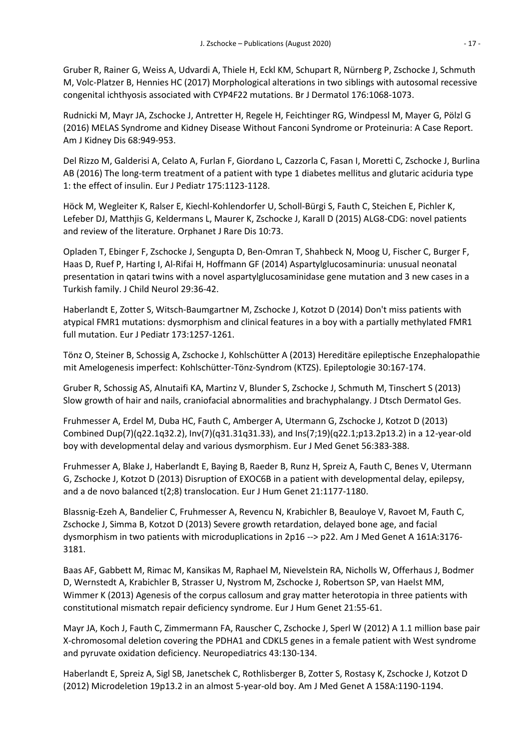Gruber R, Rainer G, Weiss A, Udvardi A, Thiele H, Eckl KM, Schupart R, Nürnberg P, Zschocke J, Schmuth M, Volc-Platzer B, Hennies HC (2017) Morphological alterations in two siblings with autosomal recessive congenital ichthyosis associated with CYP4F22 mutations. Br J Dermatol 176:1068-1073.

Rudnicki M, Mayr JA, Zschocke J, Antretter H, Regele H, Feichtinger RG, Windpessl M, Mayer G, Pölzl G (2016) MELAS Syndrome and Kidney Disease Without Fanconi Syndrome or Proteinuria: A Case Report. Am J Kidney Dis 68:949-953.

Del Rizzo M, Galderisi A, Celato A, Furlan F, Giordano L, Cazzorla C, Fasan I, Moretti C, Zschocke J, Burlina AB (2016) The long-term treatment of a patient with type 1 diabetes mellitus and glutaric aciduria type 1: the effect of insulin. Eur J Pediatr 175:1123-1128.

Höck M, Wegleiter K, Ralser E, Kiechl-Kohlendorfer U, Scholl-Bürgi S, Fauth C, Steichen E, Pichler K, Lefeber DJ, Matthjis G, Keldermans L, Maurer K, Zschocke J, Karall D (2015) ALG8-CDG: novel patients and review of the literature. Orphanet J Rare Dis 10:73.

Opladen T, Ebinger F, Zschocke J, Sengupta D, Ben-Omran T, Shahbeck N, Moog U, Fischer C, Burger F, Haas D, Ruef P, Harting I, Al-Rifai H, Hoffmann GF (2014) Aspartylglucosaminuria: unusual neonatal presentation in qatari twins with a novel aspartylglucosaminidase gene mutation and 3 new cases in a Turkish family. J Child Neurol 29:36-42.

Haberlandt E, Zotter S, Witsch-Baumgartner M, Zschocke J, Kotzot D (2014) Don't miss patients with atypical FMR1 mutations: dysmorphism and clinical features in a boy with a partially methylated FMR1 full mutation. Eur J Pediatr 173:1257-1261.

Tönz O, Steiner B, Schossig A, Zschocke J, Kohlschütter A (2013) Hereditäre epileptische Enzephalopathie mit Amelogenesis imperfect: Kohlschütter-Tönz-Syndrom (KTZS). Epileptologie 30:167-174.

Gruber R, Schossig AS, Alnutaifi KA, Martinz V, Blunder S, Zschocke J, Schmuth M, Tinschert S (2013) Slow growth of hair and nails, craniofacial abnormalities and brachyphalangy. J Dtsch Dermatol Ges.

Fruhmesser A, Erdel M, Duba HC, Fauth C, Amberger A, Utermann G, Zschocke J, Kotzot D (2013) Combined Dup(7)(q22.1q32.2), Inv(7)(q31.31q31.33), and Ins(7;19)(q22.1;p13.2p13.2) in a 12-year-old boy with developmental delay and various dysmorphism. Eur J Med Genet 56:383-388.

Fruhmesser A, Blake J, Haberlandt E, Baying B, Raeder B, Runz H, Spreiz A, Fauth C, Benes V, Utermann G, Zschocke J, Kotzot D (2013) Disruption of EXOC6B in a patient with developmental delay, epilepsy, and a de novo balanced t(2;8) translocation. Eur J Hum Genet 21:1177-1180.

Blassnig-Ezeh A, Bandelier C, Fruhmesser A, Revencu N, Krabichler B, Beauloye V, Ravoet M, Fauth C, Zschocke J, Simma B, Kotzot D (2013) Severe growth retardation, delayed bone age, and facial dysmorphism in two patients with microduplications in 2p16 --> p22. Am J Med Genet A 161A:3176-3181.

Baas AF, Gabbett M, Rimac M, Kansikas M, Raphael M, Nievelstein RA, Nicholls W, Offerhaus J, Bodmer D, Wernstedt A, Krabichler B, Strasser U, Nystrom M, Zschocke J, Robertson SP, van Haelst MM, Wimmer K (2013) Agenesis of the corpus callosum and gray matter heterotopia in three patients with constitutional mismatch repair deficiency syndrome. Eur J Hum Genet 21:55-61.

Mayr JA, Koch J, Fauth C, Zimmermann FA, Rauscher C, Zschocke J, Sperl W (2012) A 1.1 million base pair X-chromosomal deletion covering the PDHA1 and CDKL5 genes in a female patient with West syndrome and pyruvate oxidation deficiency. Neuropediatrics 43:130-134.

Haberlandt E, Spreiz A, Sigl SB, Janetschek C, Rothlisberger B, Zotter S, Rostasy K, Zschocke J, Kotzot D (2012) Microdeletion 19p13.2 in an almost 5-year-old boy. Am J Med Genet A 158A:1190-1194.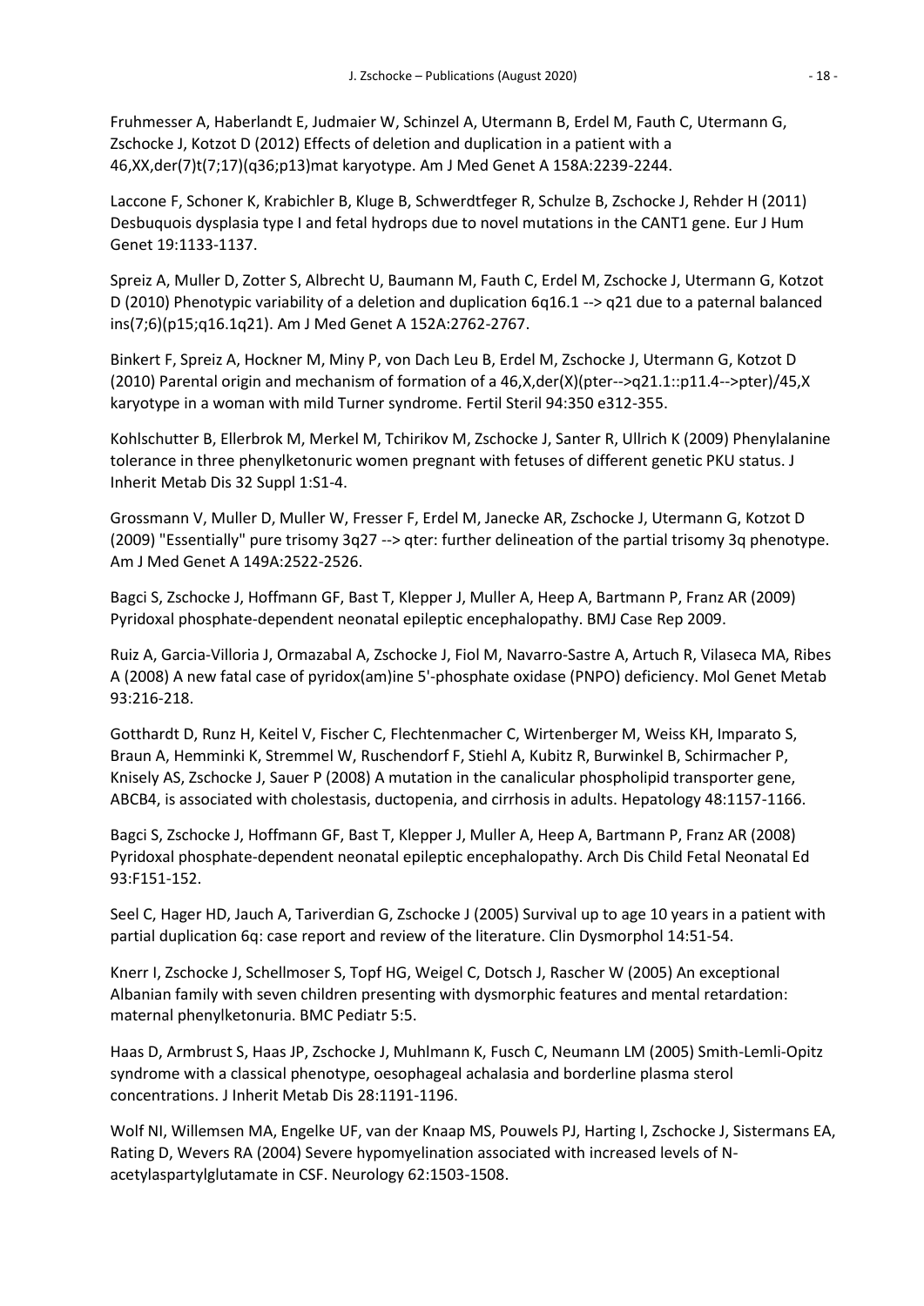Fruhmesser A, Haberlandt E, Judmaier W, Schinzel A, Utermann B, Erdel M, Fauth C, Utermann G, Zschocke J, Kotzot D (2012) Effects of deletion and duplication in a patient with a 46,XX,der(7)t(7;17)(q36;p13)mat karyotype. Am J Med Genet A 158A:2239-2244.

Laccone F, Schoner K, Krabichler B, Kluge B, Schwerdtfeger R, Schulze B, Zschocke J, Rehder H (2011) Desbuquois dysplasia type I and fetal hydrops due to novel mutations in the CANT1 gene. Eur J Hum Genet 19:1133-1137.

Spreiz A, Muller D, Zotter S, Albrecht U, Baumann M, Fauth C, Erdel M, Zschocke J, Utermann G, Kotzot D (2010) Phenotypic variability of a deletion and duplication 6q16.1 --> q21 due to a paternal balanced ins(7;6)(p15;q16.1q21). Am J Med Genet A 152A:2762-2767.

Binkert F, Spreiz A, Hockner M, Miny P, von Dach Leu B, Erdel M, Zschocke J, Utermann G, Kotzot D (2010) Parental origin and mechanism of formation of a 46,X,der(X)(pter-->q21.1::p11.4-->pter)/45,X karyotype in a woman with mild Turner syndrome. Fertil Steril 94:350 e312-355.

Kohlschutter B, Ellerbrok M, Merkel M, Tchirikov M, Zschocke J, Santer R, Ullrich K (2009) Phenylalanine tolerance in three phenylketonuric women pregnant with fetuses of different genetic PKU status. J Inherit Metab Dis 32 Suppl 1:S1-4.

Grossmann V, Muller D, Muller W, Fresser F, Erdel M, Janecke AR, Zschocke J, Utermann G, Kotzot D (2009) "Essentially" pure trisomy 3q27 --> qter: further delineation of the partial trisomy 3q phenotype. Am J Med Genet A 149A:2522-2526.

Bagci S, Zschocke J, Hoffmann GF, Bast T, Klepper J, Muller A, Heep A, Bartmann P, Franz AR (2009) Pyridoxal phosphate-dependent neonatal epileptic encephalopathy. BMJ Case Rep 2009.

Ruiz A, Garcia-Villoria J, Ormazabal A, Zschocke J, Fiol M, Navarro-Sastre A, Artuch R, Vilaseca MA, Ribes A (2008) A new fatal case of pyridox(am)ine 5'-phosphate oxidase (PNPO) deficiency. Mol Genet Metab 93:216-218.

Gotthardt D, Runz H, Keitel V, Fischer C, Flechtenmacher C, Wirtenberger M, Weiss KH, Imparato S, Braun A, Hemminki K, Stremmel W, Ruschendorf F, Stiehl A, Kubitz R, Burwinkel B, Schirmacher P, Knisely AS, Zschocke J, Sauer P (2008) A mutation in the canalicular phospholipid transporter gene, ABCB4, is associated with cholestasis, ductopenia, and cirrhosis in adults. Hepatology 48:1157-1166.

Bagci S, Zschocke J, Hoffmann GF, Bast T, Klepper J, Muller A, Heep A, Bartmann P, Franz AR (2008) Pyridoxal phosphate-dependent neonatal epileptic encephalopathy. Arch Dis Child Fetal Neonatal Ed 93:F151-152.

Seel C, Hager HD, Jauch A, Tariverdian G, Zschocke J (2005) Survival up to age 10 years in a patient with partial duplication 6q: case report and review of the literature. Clin Dysmorphol 14:51-54.

Knerr I, Zschocke J, Schellmoser S, Topf HG, Weigel C, Dotsch J, Rascher W (2005) An exceptional Albanian family with seven children presenting with dysmorphic features and mental retardation: maternal phenylketonuria. BMC Pediatr 5:5.

Haas D, Armbrust S, Haas JP, Zschocke J, Muhlmann K, Fusch C, Neumann LM (2005) Smith-Lemli-Opitz syndrome with a classical phenotype, oesophageal achalasia and borderline plasma sterol concentrations. J Inherit Metab Dis 28:1191-1196.

Wolf NI, Willemsen MA, Engelke UF, van der Knaap MS, Pouwels PJ, Harting I, Zschocke J, Sistermans EA, Rating D, Wevers RA (2004) Severe hypomyelination associated with increased levels of N-acetylaspartylglutamate in CSF. Neurology 62:1503-1508.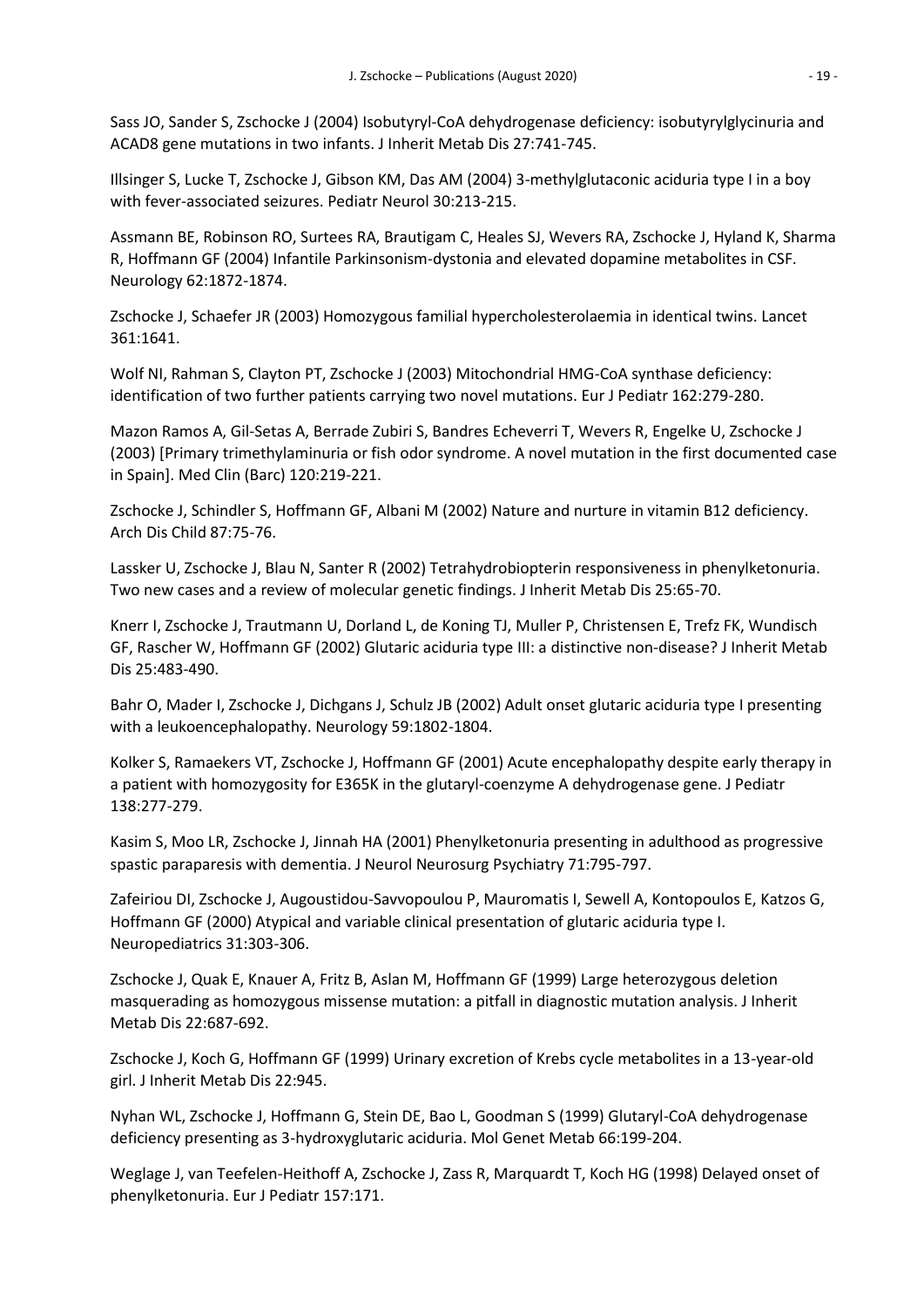Sass JO, Sander S, Zschocke J (2004) Isobutyryl-CoA dehydrogenase deficiency: isobutyrylglycinuria and ACAD8 gene mutations in two infants. J Inherit Metab Dis 27:741-745.

Illsinger S, Lucke T, Zschocke J, Gibson KM, Das AM (2004) 3-methylglutaconic aciduria type I in a boy with fever-associated seizures. Pediatr Neurol 30:213-215.

Assmann BE, Robinson RO, Surtees RA, Brautigam C, Heales SJ, Wevers RA, Zschocke J, Hyland K, Sharma R, Hoffmann GF (2004) Infantile Parkinsonism-dystonia and elevated dopamine metabolites in CSF. Neurology 62:1872-1874.

Zschocke J, Schaefer JR (2003) Homozygous familial hypercholesterolaemia in identical twins. Lancet 361:1641.

Wolf NI, Rahman S, Clayton PT, Zschocke J (2003) Mitochondrial HMG-CoA synthase deficiency: identification of two further patients carrying two novel mutations. Eur J Pediatr 162:279-280.

Mazon Ramos A, Gil-Setas A, Berrade Zubiri S, Bandres Echeverri T, Wevers R, Engelke U, Zschocke J (2003) [Primary trimethylaminuria or fish odor syndrome. A novel mutation in the first documented case in Spain]. Med Clin (Barc) 120:219-221.

Zschocke J, Schindler S, Hoffmann GF, Albani M (2002) Nature and nurture in vitamin B12 deficiency. Arch Dis Child 87:75-76.

Lassker U, Zschocke J, Blau N, Santer R (2002) Tetrahydrobiopterin responsiveness in phenylketonuria. Two new cases and a review of molecular genetic findings. J Inherit Metab Dis 25:65-70.

Knerr I, Zschocke J, Trautmann U, Dorland L, de Koning TJ, Muller P, Christensen E, Trefz FK, Wundisch GF, Rascher W, Hoffmann GF (2002) Glutaric aciduria type III: a distinctive non-disease? J Inherit Metab Dis 25:483-490.

Bahr O, Mader I, Zschocke J, Dichgans J, Schulz JB (2002) Adult onset glutaric aciduria type I presenting with a leukoencephalopathy. Neurology 59:1802-1804.

Kolker S, Ramaekers VT, Zschocke J, Hoffmann GF (2001) Acute encephalopathy despite early therapy in a patient with homozygosity for E365K in the glutaryl-coenzyme A dehydrogenase gene. J Pediatr 138:277-279.

Kasim S, Moo LR, Zschocke J, Jinnah HA (2001) Phenylketonuria presenting in adulthood as progressive spastic paraparesis with dementia. J Neurol Neurosurg Psychiatry 71:795-797.

Zafeiriou DI, Zschocke J, Augoustidou-Savvopoulou P, Mauromatis I, Sewell A, Kontopoulos E, Katzos G, Hoffmann GF (2000) Atypical and variable clinical presentation of glutaric aciduria type I. Neuropediatrics 31:303-306.

Zschocke J, Quak E, Knauer A, Fritz B, Aslan M, Hoffmann GF (1999) Large heterozygous deletion masquerading as homozygous missense mutation: a pitfall in diagnostic mutation analysis. J Inherit Metab Dis 22:687-692.

Zschocke J, Koch G, Hoffmann GF (1999) Urinary excretion of Krebs cycle metabolites in a 13-year-old girl. J Inherit Metab Dis 22:945.

Nyhan WL, Zschocke J, Hoffmann G, Stein DE, Bao L, Goodman S (1999) Glutaryl-CoA dehydrogenase deficiency presenting as 3-hydroxyglutaric aciduria. Mol Genet Metab 66:199-204.

Weglage J, van Teefelen-Heithoff A, Zschocke J, Zass R, Marquardt T, Koch HG (1998) Delayed onset of phenylketonuria. Eur J Pediatr 157:171.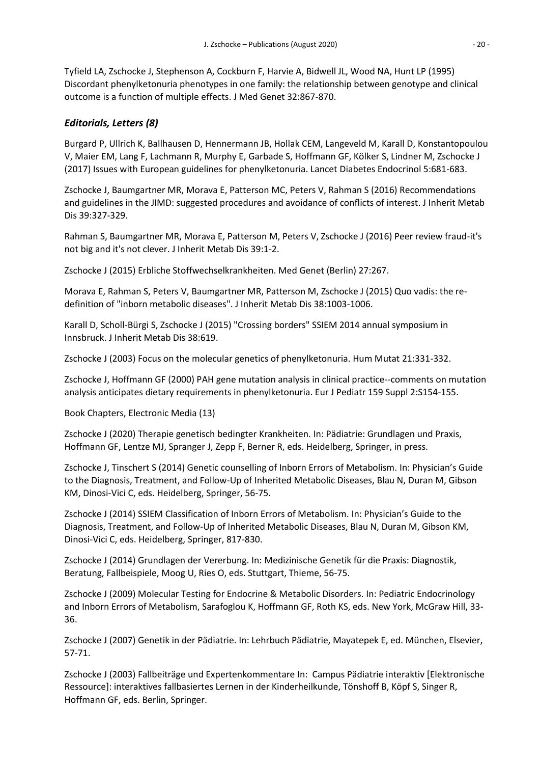Tyfield LA, Zschocke J, Stephenson A, Cockburn F, Harvie A, Bidwell JL, Wood NA, Hunt LP (1995) Discordant phenylketonuria phenotypes in one family: the relationship between genotype and clinical outcome is a function of multiple effects. J Med Genet 32:867-870.

### *Editorials, Letters (8)*

Burgard P, Ullrich K, Ballhausen D, Hennermann JB, Hollak CEM, Langeveld M, Karall D, Konstantopoulou V, Maier EM, Lang F, Lachmann R, Murphy E, Garbade S, Hoffmann GF, Kölker S, Lindner M, Zschocke J (2017) Issues with European guidelines for phenylketonuria. Lancet Diabetes Endocrinol 5:681-683.

Zschocke J, Baumgartner MR, Morava E, Patterson MC, Peters V, Rahman S (2016) Recommendations and guidelines in the JIMD: suggested procedures and avoidance of conflicts of interest. J Inherit Metab Dis 39:327-329.

Rahman S, Baumgartner MR, Morava E, Patterson M, Peters V, Zschocke J (2016) Peer review fraud-it's not big and it's not clever. J Inherit Metab Dis 39:1-2.

Zschocke J (2015) Erbliche Stoffwechselkrankheiten. Med Genet (Berlin) 27:267.

Morava E, Rahman S, Peters V, Baumgartner MR, Patterson M, Zschocke J (2015) Quo vadis: the re-definition of "inborn metabolic diseases". J Inherit Metab Dis 38:1003-1006.

Karall D, Scholl-Bürgi S, Zschocke J (2015) "Crossing borders" SSIEM 2014 annual symposium in Innsbruck. J Inherit Metab Dis 38:619.

Zschocke J (2003) Focus on the molecular genetics of phenylketonuria. Hum Mutat 21:331-332.

Zschocke J, Hoffmann GF (2000) PAH gene mutation analysis in clinical practice--comments on mutation analysis anticipates dietary requirements in phenylketonuria. Eur J Pediatr 159 Suppl 2:S154-155.

Book Chapters, Electronic Media (13)

Zschocke J (2020) Therapie genetisch bedingter Krankheiten. In: Pädiatrie: Grundlagen und Praxis, Hoffmann GF, Lentze MJ, Spranger J, Zepp F, Berner R, eds. Heidelberg, Springer, in press.

Zschocke J, Tinschert S (2014) Genetic counselling of Inborn Errors of Metabolism. In: Physician's Guide to the Diagnosis, Treatment, and Follow-Up of Inherited Metabolic Diseases, Blau N, Duran M, Gibson KM, Dinosi-Vici C, eds. Heidelberg, Springer, 56-75.

Zschocke J (2014) SSIEM Classification of Inborn Errors of Metabolism. In: Physician's Guide to the Diagnosis, Treatment, and Follow-Up of Inherited Metabolic Diseases, Blau N, Duran M, Gibson KM, Dinosi-Vici C, eds. Heidelberg, Springer, 817-830.

Zschocke J (2014) Grundlagen der Vererbung. In: Medizinische Genetik für die Praxis: Diagnostik, Beratung, Fallbeispiele, Moog U, Ries O, eds. Stuttgart, Thieme, 56-75.

Zschocke J (2009) Molecular Testing for Endocrine & Metabolic Disorders. In: Pediatric Endocrinology and Inborn Errors of Metabolism, Sarafoglou K, Hoffmann GF, Roth KS, eds. New York, McGraw Hill, 33-36.

Zschocke J (2007) Genetik in der Pädiatrie. In: Lehrbuch Pädiatrie, Mayatepek E, ed. München, Elsevier, 57-71.

Zschocke J (2003) Fallbeiträge und Expertenkommentare In: Campus Pädiatrie interaktiv [Elektronische Ressource]: interaktives fallbasiertes Lernen in der Kinderheilkunde, Tönshoff B, Köpf S, Singer R, Hoffmann GF, eds. Berlin, Springer.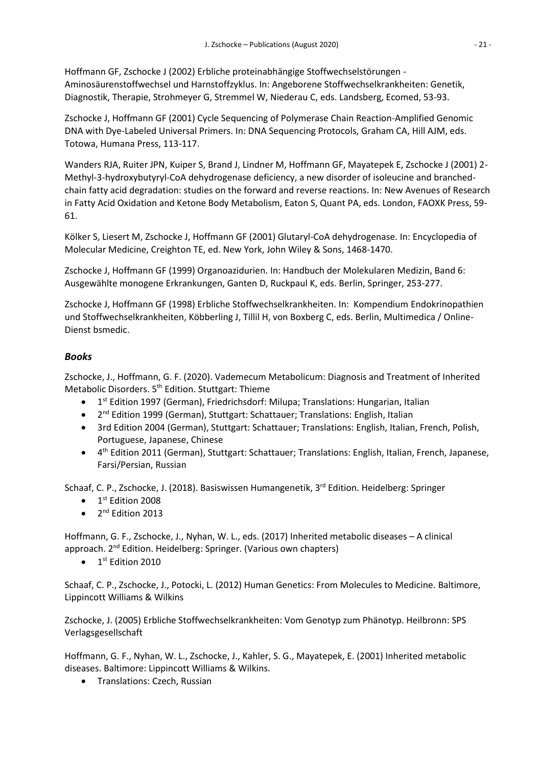Hoffmann GF, Zschocke J (2002) Erbliche proteinabhängige Stoffwechselstörungen - Aminosäurenstoffwechsel und Harnstoffzyklus. In: Angeborene Stoffwechselkrankheiten: Genetik, Diagnostik, Therapie, Strohmeyer G, Stremmel W, Niederau C, eds. Landsberg, Ecomed, 53-93.

Zschocke J, Hoffmann GF (2001) Cycle Sequencing of Polymerase Chain Reaction-Amplified Genomic DNA with Dye-Labeled Universal Primers. In: DNA Sequencing Protocols, Graham CA, Hill AJM, eds. Totowa, Humana Press, 113-117.

Wanders RJA, Ruiter JPN, Kuiper S, Brand J, Lindner M, Hoffmann GF, Mayatepek E, Zschocke J (2001) 2-Methyl-3-hydroxybutyryl-CoA dehydrogenase deficiency, a new disorder of isoleucine and branched-chain fatty acid degradation: studies on the forward and reverse reactions. In: New Avenues of Research in Fatty Acid Oxidation and Ketone Body Metabolism, Eaton S, Quant PA, eds. London, FAOXK Press, 59-61.

Kölker S, Liesert M, Zschocke J, Hoffmann GF (2001) Glutaryl-CoA dehydrogenase. In: Encyclopedia of Molecular Medicine, Creighton TE, ed. New York, John Wiley & Sons, 1468-1470.

Zschocke J, Hoffmann GF (1999) Organoazidurien. In: Handbuch der Molekularen Medizin, Band 6: Ausgewählte monogene Erkrankungen, Ganten D, Ruckpaul K, eds. Berlin, Springer, 253-277.

Zschocke J, Hoffmann GF (1998) Erbliche Stoffwechselkrankheiten. In: Kompendium Endokrinopathien und Stoffwechselkrankheiten, Köbberling J, Tillil H, von Boxberg C, eds. Berlin, Multimedica / Online-Dienst bsmedic.

### *Books*

Zschocke, J., Hoffmann, G. F. (2020). Vademecum Metabolicum: Diagnosis and Treatment of Inherited Metabolic Disorders. 5th Edition. Stuttgart: Thieme

- 1st Edition 1997 (German), Friedrichsdorf: Milupa; Translations: Hungarian, Italian
- 2nd Edition 1999 (German), Stuttgart: Schattauer; Translations: English, Italian
- 3rd Edition 2004 (German), Stuttgart: Schattauer; Translations: English, Italian, French, Polish, Portuguese, Japanese, Chinese
- 4th Edition 2011 (German), Stuttgart: Schattauer; Translations: English, Italian, French, Japanese, Farsi/Persian, Russian

Schaaf, C. P., Zschocke, J. (2018). Basiswissen Humangenetik, 3rd Edition. Heidelberg: Springer

- 1st Edition 2008
- 2nd Edition 2013

Hoffmann, G. F., Zschocke, J., Nyhan, W. L., eds. (2017) Inherited metabolic diseases – A clinical approach. 2nd Edition. Heidelberg: Springer. (Various own chapters)

- 1st Edition 2010

Schaaf, C. P., Zschocke, J., Potocki, L. (2012) Human Genetics: From Molecules to Medicine. Baltimore, Lippincott Williams & Wilkins

Zschocke, J. (2005) Erbliche Stoffwechselkrankheiten: Vom Genotyp zum Phänotyp. Heilbronn: SPS Verlagsgesellschaft

Hoffmann, G. F., Nyhan, W. L., Zschocke, J., Kahler, S. G., Mayatepek, E. (2001) Inherited metabolic diseases. Baltimore: Lippincott Williams & Wilkins.

- Translations: Czech, Russian